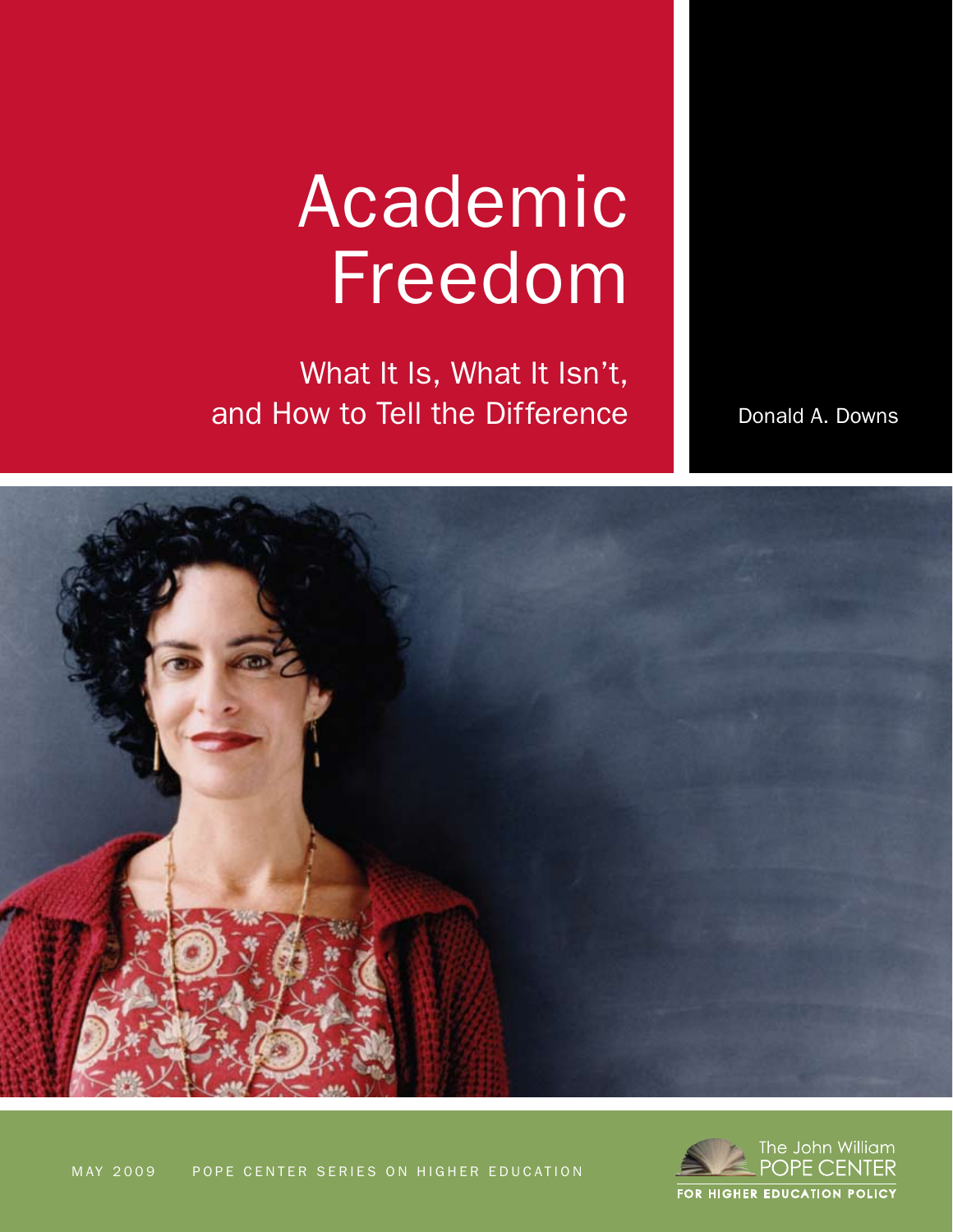# Academic Freedom

## What It Is, What It Isn't, and How to Tell the Difference

Donald A. Downs

MAY 2009 POPE CENTER SERIES ON HIGHER EDUCATION

The John William POPE CENTER FOR HIGHER EDUCATION POLICY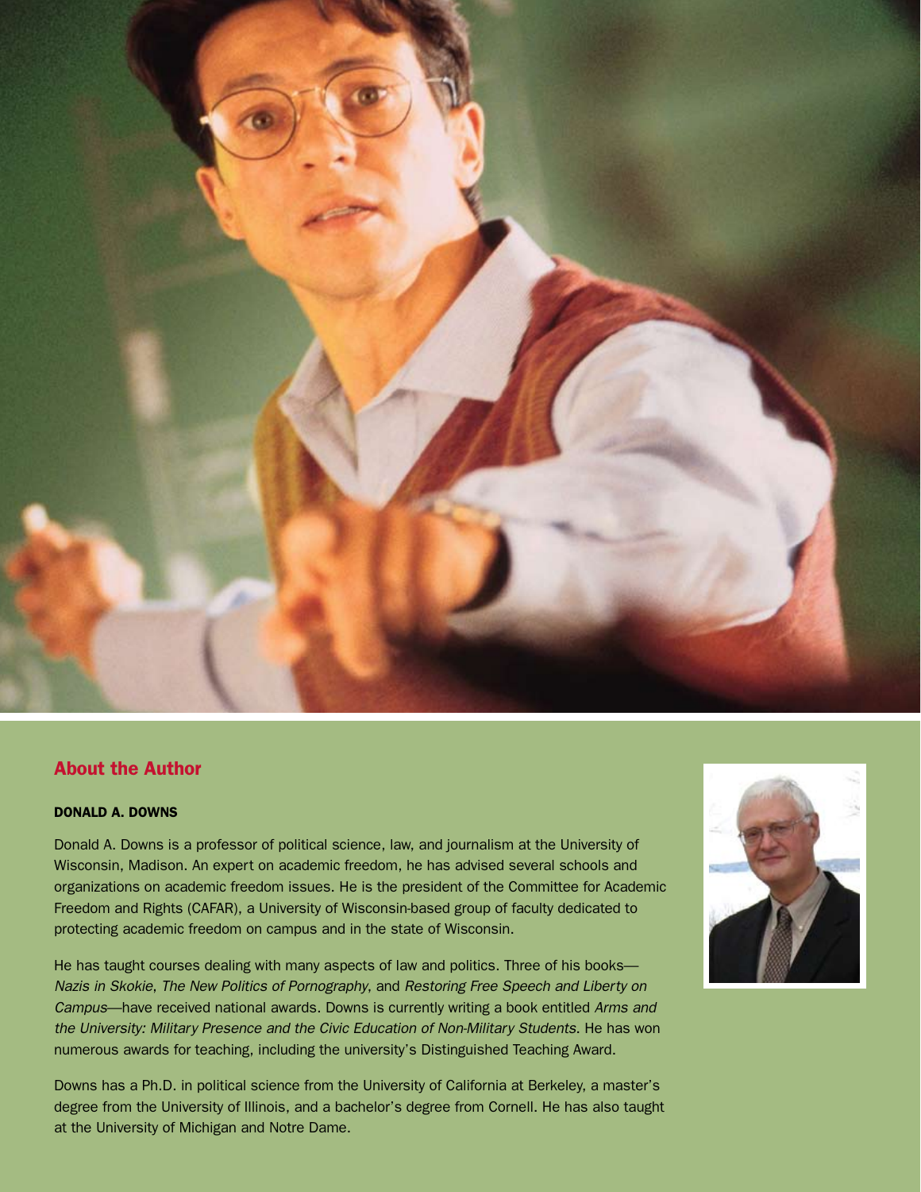## About the Author

**DONALD A. DOWNS**

Donald A. Downs is a professor of political science, law, and journalism at the University of Wisconsin, Madison. An expert on academic freedom, he has advised several schools and organizations on academic freedom issues. He is the president of the Committee for Academic Freedom and Rights (CAFAR), a University of Wisconsin-based group of faculty dedicated to protecting academic freedom on campus and in the state of Wisconsin.

He has taught courses dealing with many aspects of law and politics. Three of his books—*Nazis in Skokie*, *The New Politics of Pornography*, and *Restoring Free Speech and Liberty on Campus*—have received national awards. Downs is currently writing a book entitled *Arms and the University: Military Presence and the Civic Education of Non-Military Students.* He has won numerous awards for teaching, including the university's Distinguished Teaching Award.

Downs has a Ph.D. in political science from the University of California at Berkeley, a master's degree from the University of Illinois, and a bachelor's degree from Cornell. He has also taught at the University of Michigan and Notre Dame.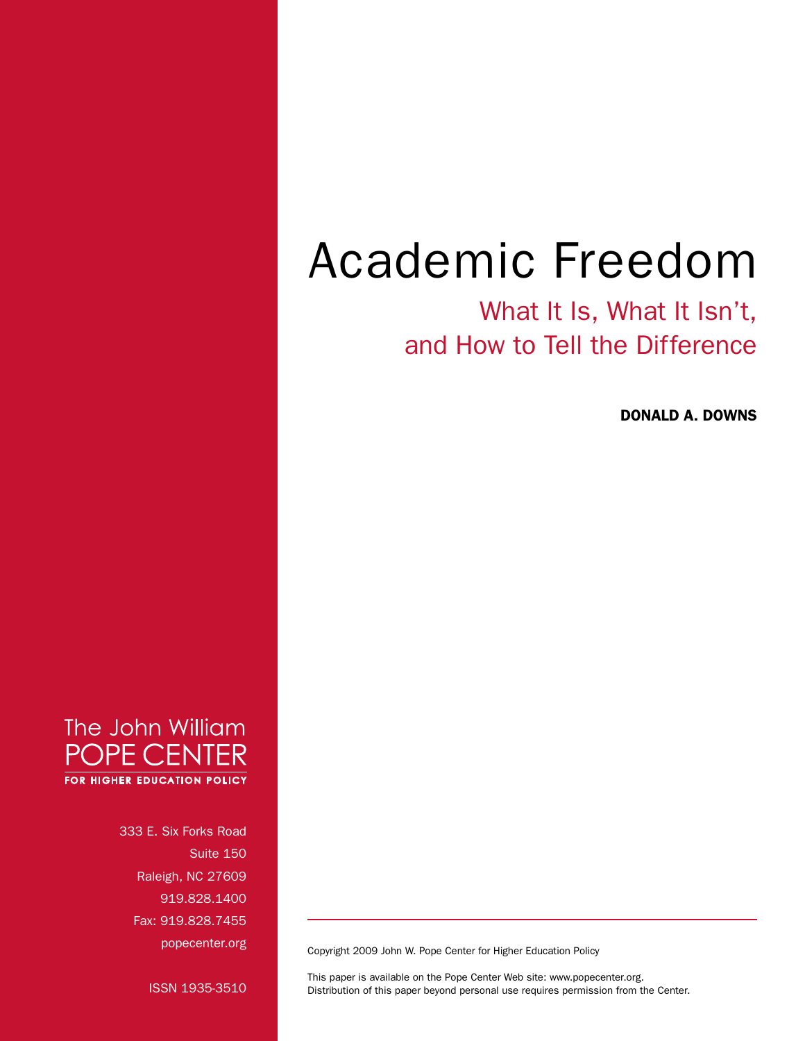# Academic Freedom

## What It Is, What It Isn't, and How to Tell the Difference

**DONALD A. DOWNS**

The John William
POPE CENTER
FOR HIGHER EDUCATION POLICY

333 E. Six Forks Road
Suite 150
Raleigh, NC 27609
919.828.1400
Fax: 919.828.7455
popecenter.org

ISSN 1935-3510

Copyright 2009 John W. Pope Center for Higher Education Policy

This paper is available on the Pope Center Web site: www.popecenter.org.
Distribution of this paper beyond personal use requires permission from the Center.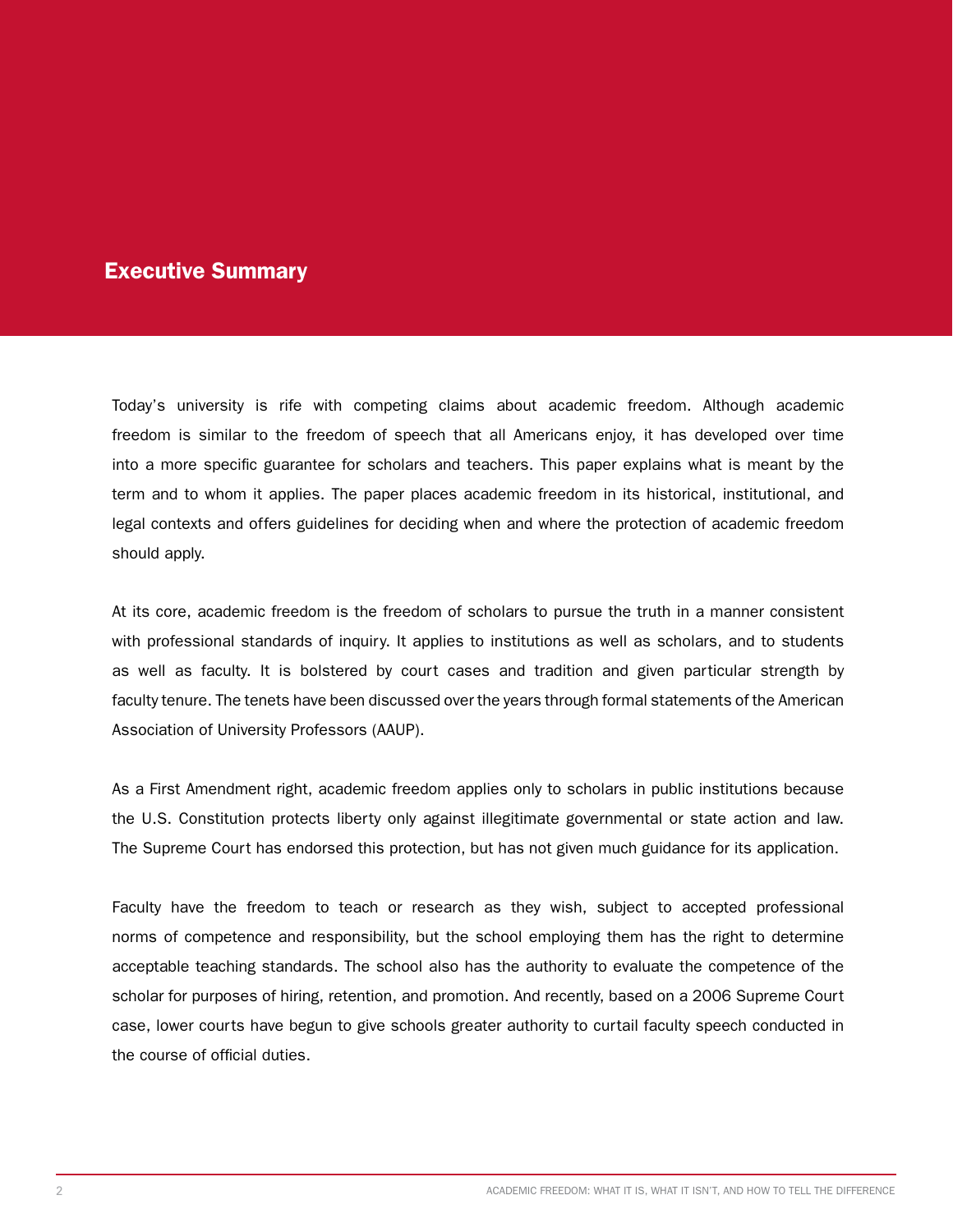## Executive Summary

Today's university is rife with competing claims about academic freedom. Although academic freedom is similar to the freedom of speech that all Americans enjoy, it has developed over time into a more specific guarantee for scholars and teachers. This paper explains what is meant by the term and to whom it applies. The paper places academic freedom in its historical, institutional, and legal contexts and offers guidelines for deciding when and where the protection of academic freedom should apply.

At its core, academic freedom is the freedom of scholars to pursue the truth in a manner consistent with professional standards of inquiry. It applies to institutions as well as scholars, and to students as well as faculty. It is bolstered by court cases and tradition and given particular strength by faculty tenure. The tenets have been discussed over the years through formal statements of the American Association of University Professors (AAUP).

As a First Amendment right, academic freedom applies only to scholars in public institutions because the U.S. Constitution protects liberty only against illegitimate governmental or state action and law. The Supreme Court has endorsed this protection, but has not given much guidance for its application.

Faculty have the freedom to teach or research as they wish, subject to accepted professional norms of competence and responsibility, but the school employing them has the right to determine acceptable teaching standards. The school also has the authority to evaluate the competence of the scholar for purposes of hiring, retention, and promotion. And recently, based on a 2006 Supreme Court case, lower courts have begun to give schools greater authority to curtail faculty speech conducted in the course of official duties.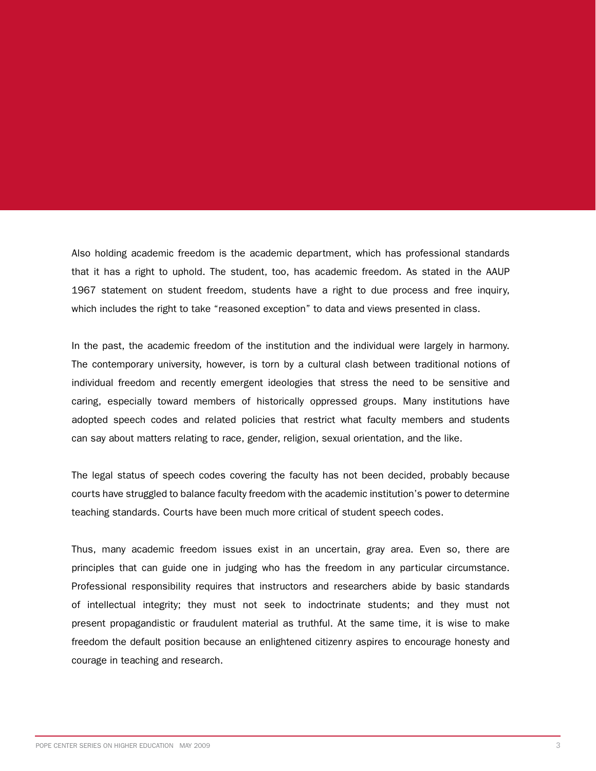Also holding academic freedom is the academic department, which has professional standards that it has a right to uphold. The student, too, has academic freedom. As stated in the AAUP 1967 statement on student freedom, students have a right to due process and free inquiry, which includes the right to take "reasoned exception" to data and views presented in class.

In the past, the academic freedom of the institution and the individual were largely in harmony. The contemporary university, however, is torn by a cultural clash between traditional notions of individual freedom and recently emergent ideologies that stress the need to be sensitive and caring, especially toward members of historically oppressed groups. Many institutions have adopted speech codes and related policies that restrict what faculty members and students can say about matters relating to race, gender, religion, sexual orientation, and the like.

The legal status of speech codes covering the faculty has not been decided, probably because courts have struggled to balance faculty freedom with the academic institution's power to determine teaching standards. Courts have been much more critical of student speech codes.

Thus, many academic freedom issues exist in an uncertain, gray area. Even so, there are principles that can guide one in judging who has the freedom in any particular circumstance. Professional responsibility requires that instructors and researchers abide by basic standards of intellectual integrity; they must not seek to indoctrinate students; and they must not present propagandistic or fraudulent material as truthful. At the same time, it is wise to make freedom the default position because an enlightened citizenry aspires to encourage honesty and courage in teaching and research.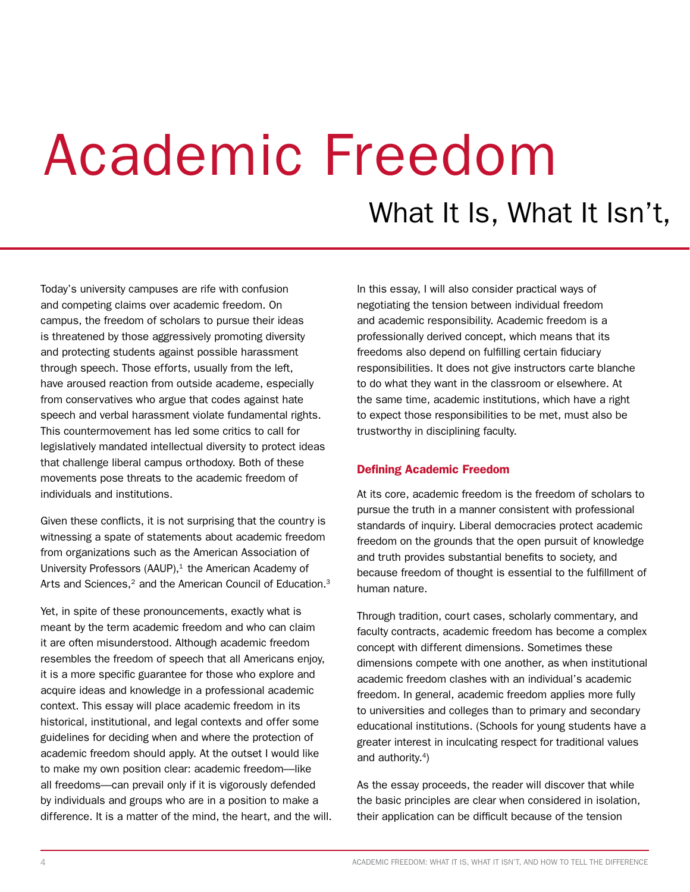# Academic Freedom

## What It Is, What It Isn't,

Today's university campuses are rife with confusion and competing claims over academic freedom. On campus, the freedom of scholars to pursue their ideas is threatened by those aggressively promoting diversity and protecting students against possible harassment through speech. Those efforts, usually from the left, have aroused reaction from outside academe, especially from conservatives who argue that codes against hate speech and verbal harassment violate fundamental rights. This countermovement has led some critics to call for legislatively mandated intellectual diversity to protect ideas that challenge liberal campus orthodoxy. Both of these movements pose threats to the academic freedom of individuals and institutions.

Given these conflicts, it is not surprising that the country is witnessing a spate of statements about academic freedom from organizations such as the American Association of University Professors (AAUP),[1] the American Academy of Arts and Sciences,[2] and the American Council of Education.[3]

Yet, in spite of these pronouncements, exactly what is meant by the term academic freedom and who can claim it are often misunderstood. Although academic freedom resembles the freedom of speech that all Americans enjoy, it is a more specific guarantee for those who explore and acquire ideas and knowledge in a professional academic context. This essay will place academic freedom in its historical, institutional, and legal contexts and offer some guidelines for deciding when and where the protection of academic freedom should apply. At the outset I would like to make my own position clear: academic freedom—like all freedoms—can prevail only if it is vigorously defended by individuals and groups who are in a position to make a difference. It is a matter of the mind, the heart, and the will.

In this essay, I will also consider practical ways of negotiating the tension between individual freedom and academic responsibility. Academic freedom is a professionally derived concept, which means that its freedoms also depend on fulfilling certain fiduciary responsibilities. It does not give instructors carte blanche to do what they want in the classroom or elsewhere. At the same time, academic institutions, which have a right to expect those responsibilities to be met, must also be trustworthy in disciplining faculty.

### Defining Academic Freedom

At its core, academic freedom is the freedom of scholars to pursue the truth in a manner consistent with professional standards of inquiry. Liberal democracies protect academic freedom on the grounds that the open pursuit of knowledge and truth provides substantial benefits to society, and because freedom of thought is essential to the fulfillment of human nature.

Through tradition, court cases, scholarly commentary, and faculty contracts, academic freedom has become a complex concept with different dimensions. Sometimes these dimensions compete with one another, as when institutional academic freedom clashes with an individual's academic freedom. In general, academic freedom applies more fully to universities and colleges than to primary and secondary educational institutions. (Schools for young students have a greater interest in inculcating respect for traditional values and authority.[4])

As the essay proceeds, the reader will discover that while the basic principles are clear when considered in isolation, their application can be difficult because of the tension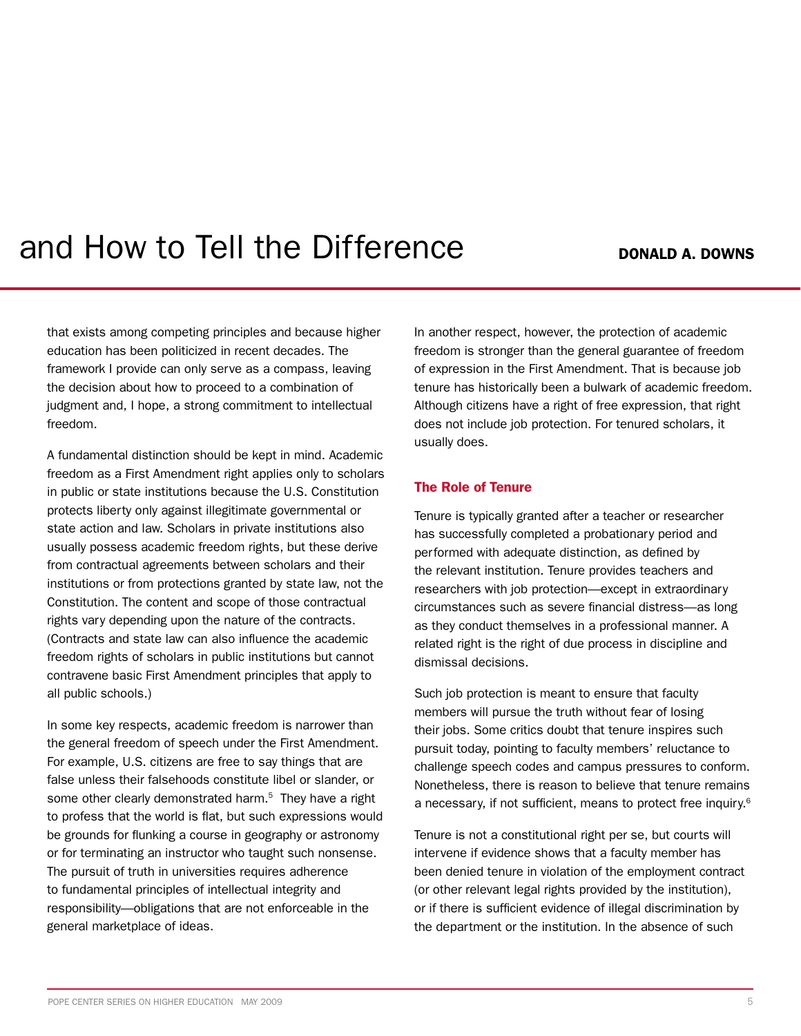that exists among competing principles and because higher education has been politicized in recent decades. The framework I provide can only serve as a compass, leaving the decision about how to proceed to a combination of judgment and, I hope, a strong commitment to intellectual freedom.

A fundamental distinction should be kept in mind. Academic freedom as a First Amendment right applies only to scholars in public or state institutions because the U.S. Constitution protects liberty only against illegitimate governmental or state action and law. Scholars in private institutions also usually possess academic freedom rights, but these derive from contractual agreements between scholars and their institutions or from protections granted by state law, not the Constitution. The content and scope of those contractual rights vary depending upon the nature of the contracts. (Contracts and state law can also influence the academic freedom rights of scholars in public institutions but cannot contravene basic First Amendment principles that apply to all public schools.)

In some key respects, academic freedom is narrower than the general freedom of speech under the First Amendment. For example, U.S. citizens are free to say things that are false unless their falsehoods constitute libel or slander, or some other clearly demonstrated harm.[5] They have a right to profess that the world is flat, but such expressions would be grounds for flunking a course in geography or astronomy or for terminating an instructor who taught such nonsense. The pursuit of truth in universities requires adherence to fundamental principles of intellectual integrity and responsibility—obligations that are not enforceable in the general marketplace of ideas.

In another respect, however, the protection of academic freedom is stronger than the general guarantee of freedom of expression in the First Amendment. That is because job tenure has historically been a bulwark of academic freedom. Although citizens have a right of free expression, that right does not include job protection. For tenured scholars, it usually does.

## The Role of Tenure

Tenure is typically granted after a teacher or researcher has successfully completed a probationary period and performed with adequate distinction, as defined by the relevant institution. Tenure provides teachers and researchers with job protection—except in extraordinary circumstances such as severe financial distress—as long as they conduct themselves in a professional manner. A related right is the right of due process in discipline and dismissal decisions.

Such job protection is meant to ensure that faculty members will pursue the truth without fear of losing their jobs. Some critics doubt that tenure inspires such pursuit today, pointing to faculty members' reluctance to challenge speech codes and campus pressures to conform. Nonetheless, there is reason to believe that tenure remains a necessary, if not sufficient, means to protect free inquiry.[6]

Tenure is not a constitutional right per se, but courts will intervene if evidence shows that a faculty member has been denied tenure in violation of the employment contract (or other relevant legal rights provided by the institution), or if there is sufficient evidence of illegal discrimination by the department or the institution. In the absence of such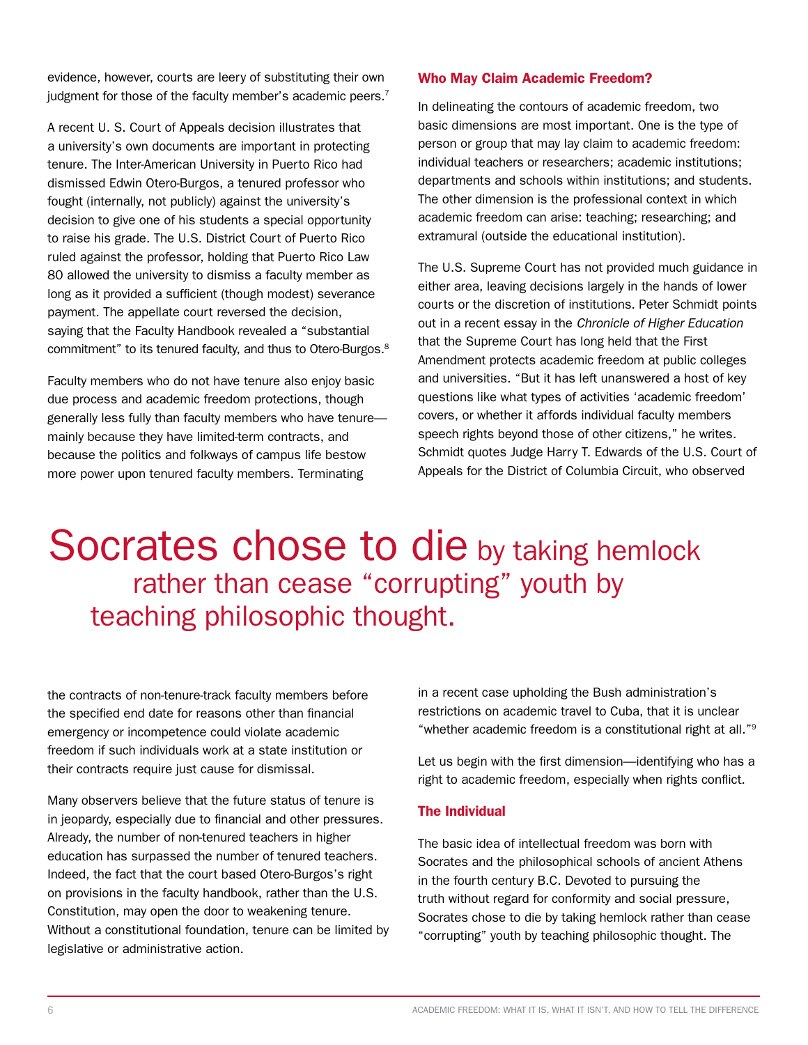evidence, however, courts are leery of substituting their own judgment for those of the faculty member's academic peers.[7]

A recent U. S. Court of Appeals decision illustrates that a university's own documents are important in protecting tenure. The Inter-American University in Puerto Rico had dismissed Edwin Otero-Burgos, a tenured professor who fought (internally, not publicly) against the university's decision to give one of his students a special opportunity to raise his grade. The U.S. District Court of Puerto Rico ruled against the professor, holding that Puerto Rico Law 80 allowed the university to dismiss a faculty member as long as it provided a sufficient (though modest) severance payment. The appellate court reversed the decision, saying that the Faculty Handbook revealed a "substantial commitment" to its tenured faculty, and thus to Otero-Burgos.[8]

Faculty members who do not have tenure also enjoy basic due process and academic freedom protections, though generally less fully than faculty members who have tenure—mainly because they have limited-term contracts, and because the politics and folkways of campus life bestow more power upon tenured faculty members. Terminating the contracts of non-tenure-track faculty members before the specified end date for reasons other than financial emergency or incompetence could violate academic freedom if such individuals work at a state institution or their contracts require just cause for dismissal.

Many observers believe that the future status of tenure is in jeopardy, especially due to financial and other pressures. Already, the number of non-tenured teachers in higher education has surpassed the number of tenured teachers. Indeed, the fact that the court based Otero-Burgos's right on provisions in the faculty handbook, rather than the U.S. Constitution, may open the door to weakening tenure. Without a constitutional foundation, tenure can be limited by legislative or administrative action.

## Who May Claim Academic Freedom?

In delineating the contours of academic freedom, two basic dimensions are most important. One is the type of person or group that may lay claim to academic freedom: individual teachers or researchers; academic institutions; departments and schools within institutions; and students. The other dimension is the professional context in which academic freedom can arise: teaching; researching; and extramural (outside the educational institution).

The U.S. Supreme Court has not provided much guidance in either area, leaving decisions largely in the hands of lower courts or the discretion of institutions. Peter Schmidt points out in a recent essay in the *Chronicle of Higher Education* that the Supreme Court has long held that the First Amendment protects academic freedom at public colleges and universities. "But it has left unanswered a host of key questions like what types of activities 'academic freedom' covers, or whether it affords individual faculty members speech rights beyond those of other citizens," he writes. Schmidt quotes Judge Harry T. Edwards of the U.S. Court of Appeals for the District of Columbia Circuit, who observed in a recent case upholding the Bush administration's restrictions on academic travel to Cuba, that it is unclear "whether academic freedom is a constitutional right at all."[9]

Let us begin with the first dimension—identifying who has a right to academic freedom, especially when rights conflict.

> Socrates chose to die by taking hemlock rather than cease "corrupting" youth by teaching philosophic thought.

### The Individual

The basic idea of intellectual freedom was born with Socrates and the philosophical schools of ancient Athens in the fourth century B.C. Devoted to pursuing the truth without regard for conformity and social pressure, Socrates chose to die by taking hemlock rather than cease "corrupting" youth by teaching philosophic thought. The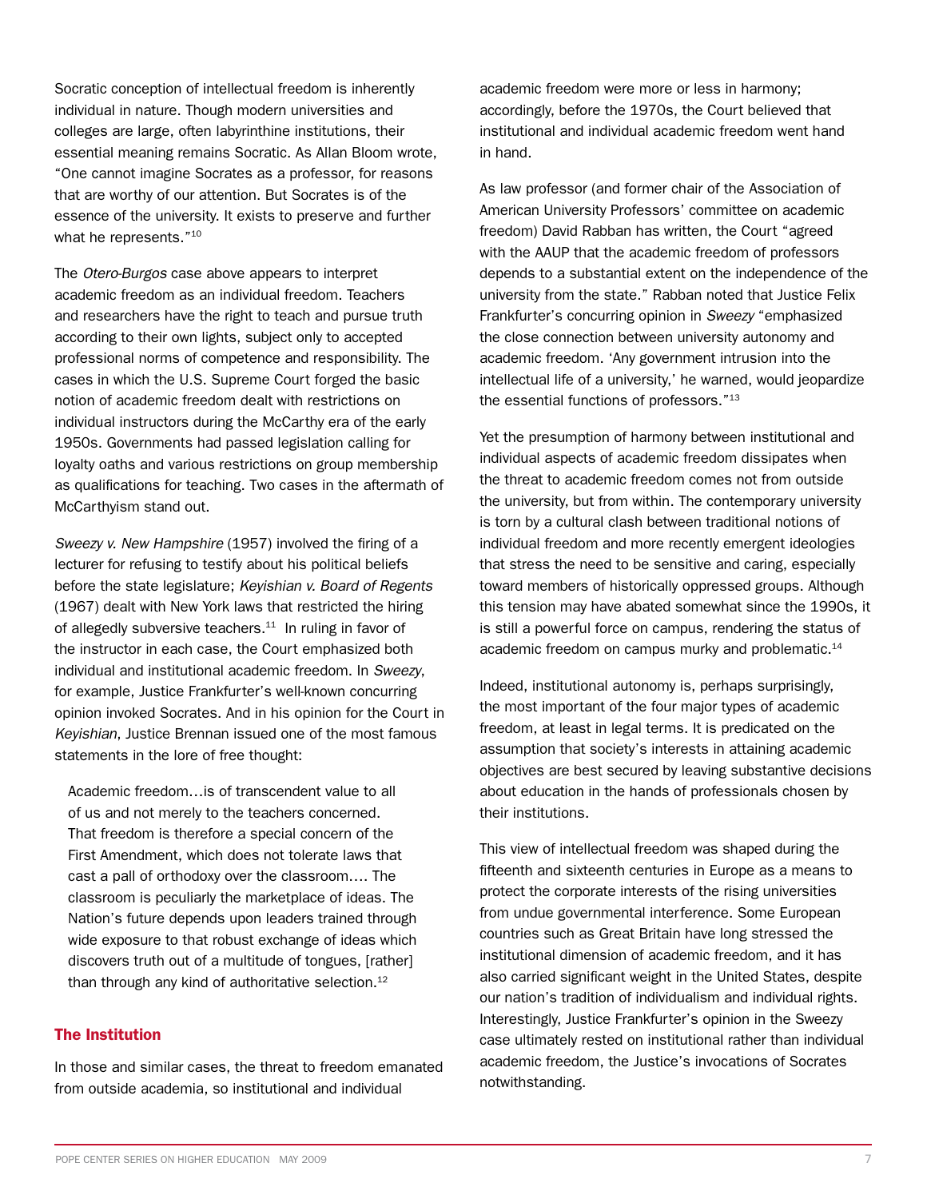Socratic conception of intellectual freedom is inherently individual in nature. Though modern universities and colleges are large, often labyrinthine institutions, their essential meaning remains Socratic. As Allan Bloom wrote, "One cannot imagine Socrates as a professor, for reasons that are worthy of our attention. But Socrates is of the essence of the university. It exists to preserve and further what he represents."[10]

The *Otero-Burgos* case above appears to interpret academic freedom as an individual freedom. Teachers and researchers have the right to teach and pursue truth according to their own lights, subject only to accepted professional norms of competence and responsibility. The cases in which the U.S. Supreme Court forged the basic notion of academic freedom dealt with restrictions on individual instructors during the McCarthy era of the early 1950s. Governments had passed legislation calling for loyalty oaths and various restrictions on group membership as qualifications for teaching. Two cases in the aftermath of McCarthyism stand out.

*Sweezy v. New Hampshire* (1957) involved the firing of a lecturer for refusing to testify about his political beliefs before the state legislature; *Keyishian v. Board of Regents* (1967) dealt with New York laws that restricted the hiring of allegedly subversive teachers.[11] In ruling in favor of the instructor in each case, the Court emphasized both individual and institutional academic freedom. In *Sweezy*, for example, Justice Frankfurter's well-known concurring opinion invoked Socrates. And in his opinion for the Court in *Keyishian*, Justice Brennan issued one of the most famous statements in the lore of free thought:

> Academic freedom…is of transcendent value to all of us and not merely to the teachers concerned. That freedom is therefore a special concern of the First Amendment, which does not tolerate laws that cast a pall of orthodoxy over the classroom…. The classroom is peculiarly the marketplace of ideas. The Nation's future depends upon leaders trained through wide exposure to that robust exchange of ideas which discovers truth out of a multitude of tongues, [rather] than through any kind of authoritative selection.[12]

## The Institution

In those and similar cases, the threat to freedom emanated from outside academia, so institutional and individual academic freedom were more or less in harmony; accordingly, before the 1970s, the Court believed that institutional and individual academic freedom went hand in hand.

As law professor (and former chair of the Association of American University Professors' committee on academic freedom) David Rabban has written, the Court "agreed with the AAUP that the academic freedom of professors depends to a substantial extent on the independence of the university from the state." Rabban noted that Justice Felix Frankfurter's concurring opinion in *Sweezy* "emphasized the close connection between university autonomy and academic freedom. 'Any government intrusion into the intellectual life of a university,' he warned, would jeopardize the essential functions of professors."[13]

Yet the presumption of harmony between institutional and individual aspects of academic freedom dissipates when the threat to academic freedom comes not from outside the university, but from within. The contemporary university is torn by a cultural clash between traditional notions of individual freedom and more recently emergent ideologies that stress the need to be sensitive and caring, especially toward members of historically oppressed groups. Although this tension may have abated somewhat since the 1990s, it is still a powerful force on campus, rendering the status of academic freedom on campus murky and problematic.[14]

Indeed, institutional autonomy is, perhaps surprisingly, the most important of the four major types of academic freedom, at least in legal terms. It is predicated on the assumption that society's interests in attaining academic objectives are best secured by leaving substantive decisions about education in the hands of professionals chosen by their institutions.

This view of intellectual freedom was shaped during the fifteenth and sixteenth centuries in Europe as a means to protect the corporate interests of the rising universities from undue governmental interference. Some European countries such as Great Britain have long stressed the institutional dimension of academic freedom, and it has also carried significant weight in the United States, despite our nation's tradition of individualism and individual rights. Interestingly, Justice Frankfurter's opinion in the Sweezy case ultimately rested on institutional rather than individual academic freedom, the Justice's invocations of Socrates notwithstanding.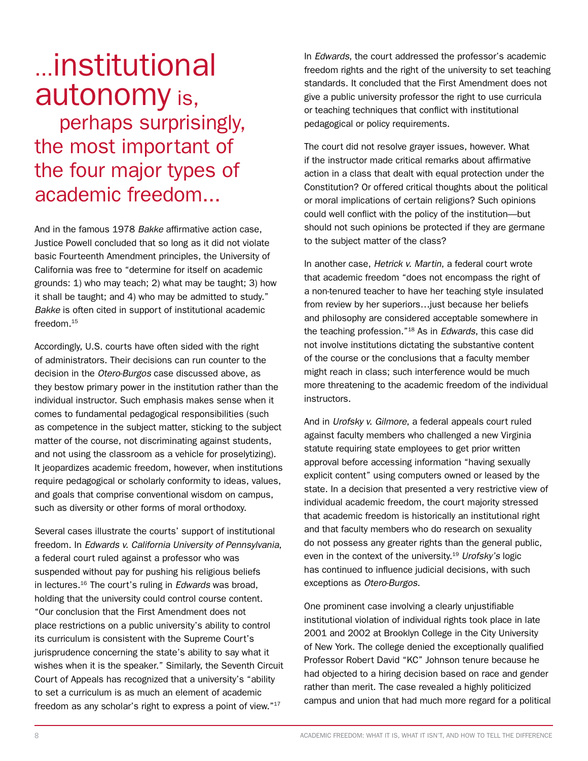> …institutional autonomy is, perhaps surprisingly, the most important of the four major types of academic freedom…

And in the famous 1978 *Bakke* affirmative action case, Justice Powell concluded that so long as it did not violate basic Fourteenth Amendment principles, the University of California was free to "determine for itself on academic grounds: 1) who may teach; 2) what may be taught; 3) how it shall be taught; and 4) who may be admitted to study." *Bakke* is often cited in support of institutional academic freedom.[15]

Accordingly, U.S. courts have often sided with the right of administrators. Their decisions can run counter to the decision in the *Otero-Burgos* case discussed above, as they bestow primary power in the institution rather than the individual instructor. Such emphasis makes sense when it comes to fundamental pedagogical responsibilities (such as competence in the subject matter, sticking to the subject matter of the course, not discriminating against students, and not using the classroom as a vehicle for proselytizing). It jeopardizes academic freedom, however, when institutions require pedagogical or scholarly conformity to ideas, values, and goals that comprise conventional wisdom on campus, such as diversity or other forms of moral orthodoxy.

Several cases illustrate the courts' support of institutional freedom. In *Edwards v. California University of Pennsylvania*, a federal court ruled against a professor who was suspended without pay for pushing his religious beliefs in lectures.[16] The court's ruling in *Edwards* was broad, holding that the university could control course content. "Our conclusion that the First Amendment does not place restrictions on a public university's ability to control its curriculum is consistent with the Supreme Court's jurisprudence concerning the state's ability to say what it wishes when it is the speaker." Similarly, the Seventh Circuit Court of Appeals has recognized that a university's "ability to set a curriculum is as much an element of academic freedom as any scholar's right to express a point of view."[17]

In *Edwards*, the court addressed the professor's academic freedom rights and the right of the university to set teaching standards. It concluded that the First Amendment does not give a public university professor the right to use curricula or teaching techniques that conflict with institutional pedagogical or policy requirements.

The court did not resolve grayer issues, however. What if the instructor made critical remarks about affirmative action in a class that dealt with equal protection under the Constitution? Or offered critical thoughts about the political or moral implications of certain religions? Such opinions could well conflict with the policy of the institution—but should not such opinions be protected if they are germane to the subject matter of the class?

In another case, *Hetrick v. Martin*, a federal court wrote that academic freedom "does not encompass the right of a non-tenured teacher to have her teaching style insulated from review by her superiors…just because her beliefs and philosophy are considered acceptable somewhere in the teaching profession."[18] As in *Edwards*, this case did not involve institutions dictating the substantive content of the course or the conclusions that a faculty member might reach in class; such interference would be much more threatening to the academic freedom of the individual instructors.

And in *Urofsky v. Gilmore*, a federal appeals court ruled against faculty members who challenged a new Virginia statute requiring state employees to get prior written approval before accessing information "having sexually explicit content" using computers owned or leased by the state. In a decision that presented a very restrictive view of individual academic freedom, the court majority stressed that academic freedom is historically an institutional right and that faculty members who do research on sexuality do not possess any greater rights than the general public, even in the context of the university.[19] *Urofsky's* logic has continued to influence judicial decisions, with such exceptions as *Otero-Burgos*.

One prominent case involving a clearly unjustifiable institutional violation of individual rights took place in late 2001 and 2002 at Brooklyn College in the City University of New York. The college denied the exceptionally qualified Professor Robert David "KC" Johnson tenure because he had objected to a hiring decision based on race and gender rather than merit. The case revealed a highly politicized campus and union that had much more regard for a political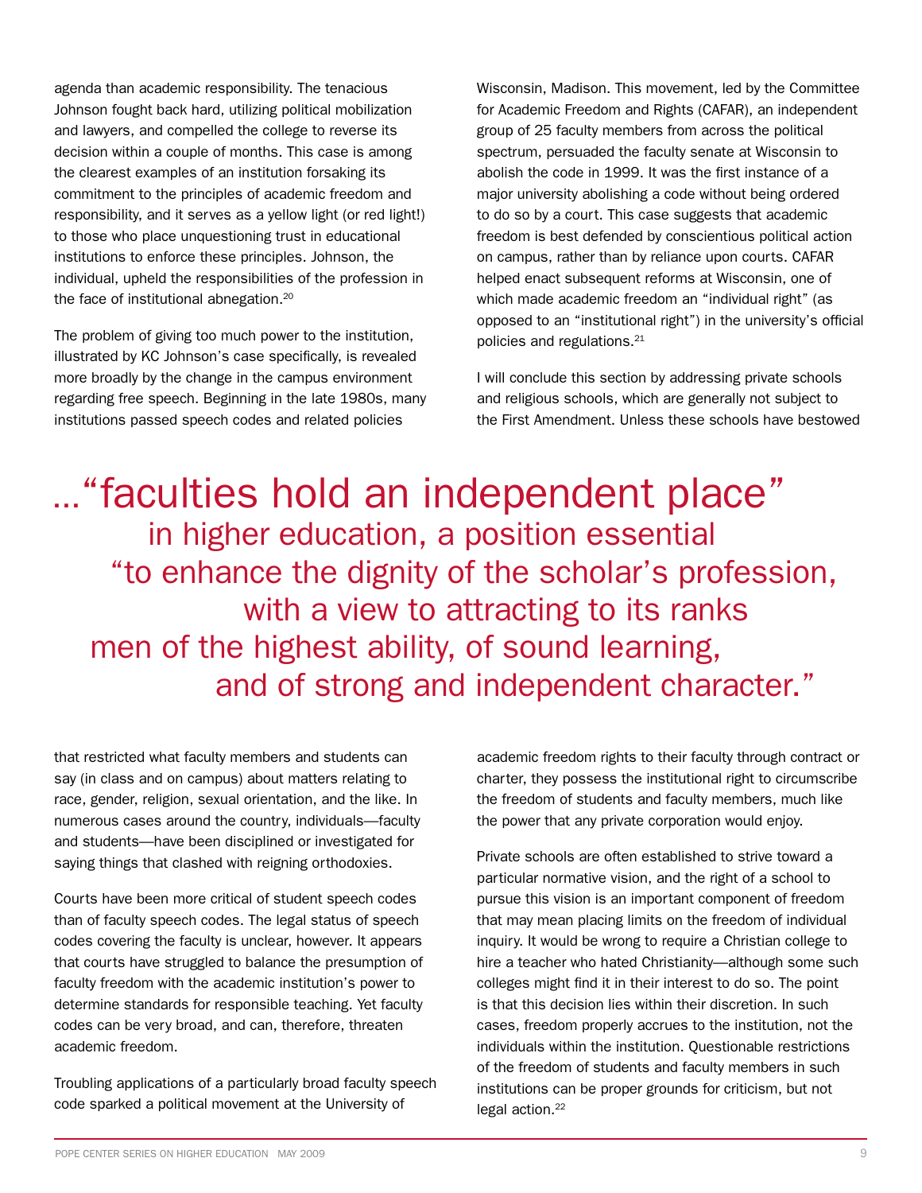agenda than academic responsibility. The tenacious Johnson fought back hard, utilizing political mobilization and lawyers, and compelled the college to reverse its decision within a couple of months. This case is among the clearest examples of an institution forsaking its commitment to the principles of academic freedom and responsibility, and it serves as a yellow light (or red light!) to those who place unquestioning trust in educational institutions to enforce these principles. Johnson, the individual, upheld the responsibilities of the profession in the face of institutional abnegation.[20]

The problem of giving too much power to the institution, illustrated by KC Johnson's case specifically, is revealed more broadly by the change in the campus environment regarding free speech. Beginning in the late 1980s, many institutions passed speech codes and related policies that restricted what faculty members and students can say (in class and on campus) about matters relating to race, gender, religion, sexual orientation, and the like. In numerous cases around the country, individuals—faculty and students—have been disciplined or investigated for saying things that clashed with reigning orthodoxies.

Courts have been more critical of student speech codes than of faculty speech codes. The legal status of speech codes covering the faculty is unclear, however. It appears that courts have struggled to balance the presumption of faculty freedom with the academic institution's power to determine standards for responsible teaching. Yet faculty codes can be very broad, and can, therefore, threaten academic freedom.

Troubling applications of a particularly broad faculty speech code sparked a political movement at the University of Wisconsin, Madison. This movement, led by the Committee for Academic Freedom and Rights (CAFAR), an independent group of 25 faculty members from across the political spectrum, persuaded the faculty senate at Wisconsin to abolish the code in 1999. It was the first instance of a major university abolishing a code without being ordered to do so by a court. This case suggests that academic freedom is best defended by conscientious political action on campus, rather than by reliance upon courts. CAFAR helped enact subsequent reforms at Wisconsin, one of which made academic freedom an "individual right" (as opposed to an "institutional right") in the university's official policies and regulations.[21]

I will conclude this section by addressing private schools and religious schools, which are generally not subject to the First Amendment. Unless these schools have bestowed academic freedom rights to their faculty through contract or charter, they possess the institutional right to circumscribe the freedom of students and faculty members, much like the power that any private corporation would enjoy.

Private schools are often established to strive toward a particular normative vision, and the right of a school to pursue this vision is an important component of freedom that may mean placing limits on the freedom of individual inquiry. It would be wrong to require a Christian college to hire a teacher who hated Christianity—although some such colleges might find it in their interest to do so. The point is that this decision lies within their discretion. In such cases, freedom properly accrues to the institution, not the individuals within the institution. Questionable restrictions of the freedom of students and faculty members in such institutions can be proper grounds for criticism, but not legal action.[22]

> …"faculties hold an independent place" in higher education, a position essential "to enhance the dignity of the scholar's profession, with a view to attracting to its ranks men of the highest ability, of sound learning, and of strong and independent character."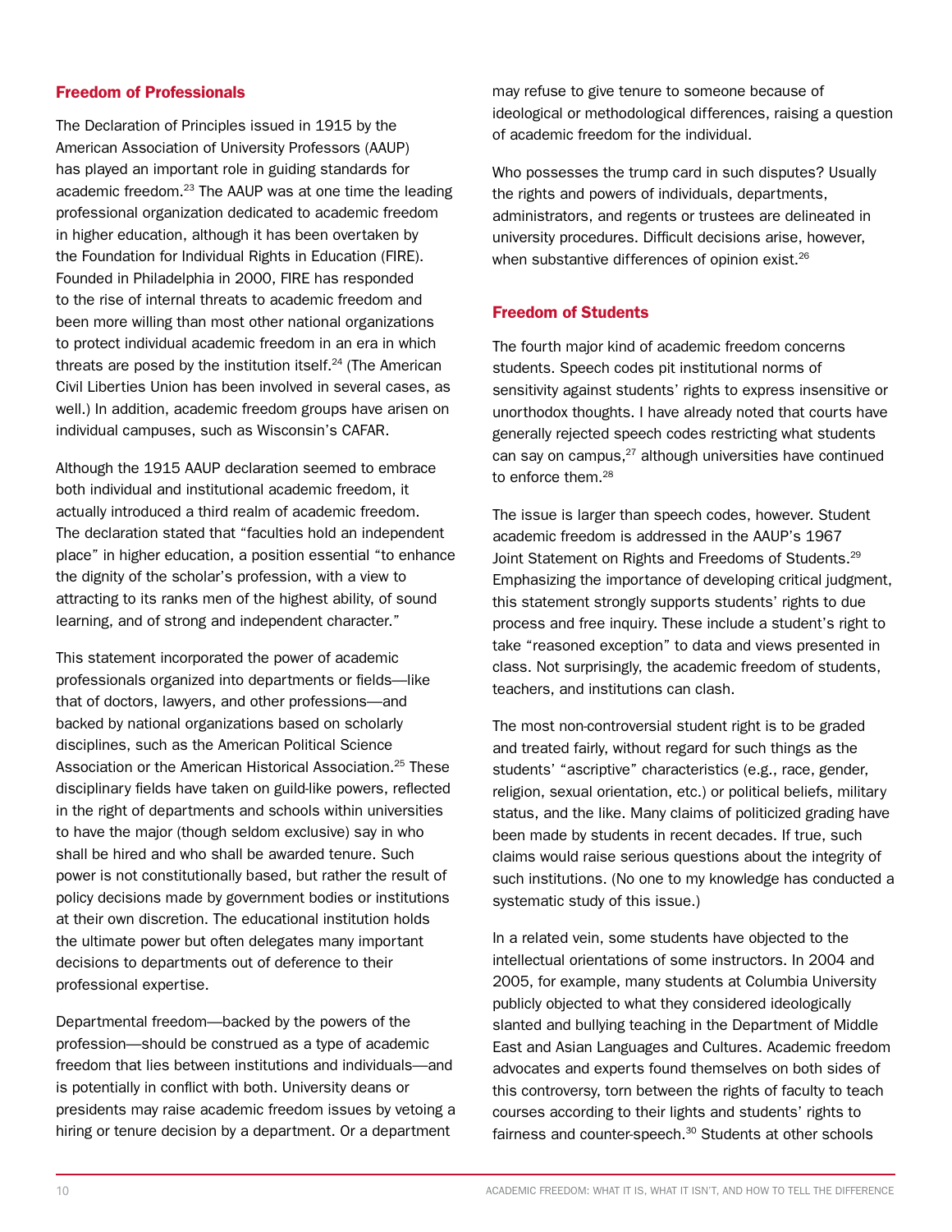## Freedom of Professionals

The Declaration of Principles issued in 1915 by the American Association of University Professors (AAUP) has played an important role in guiding standards for academic freedom.[23] The AAUP was at one time the leading professional organization dedicated to academic freedom in higher education, although it has been overtaken by the Foundation for Individual Rights in Education (FIRE). Founded in Philadelphia in 2000, FIRE has responded to the rise of internal threats to academic freedom and been more willing than most other national organizations to protect individual academic freedom in an era in which threats are posed by the institution itself.[24] (The American Civil Liberties Union has been involved in several cases, as well.) In addition, academic freedom groups have arisen on individual campuses, such as Wisconsin's CAFAR.

Although the 1915 AAUP declaration seemed to embrace both individual and institutional academic freedom, it actually introduced a third realm of academic freedom. The declaration stated that "faculties hold an independent place" in higher education, a position essential "to enhance the dignity of the scholar's profession, with a view to attracting to its ranks men of the highest ability, of sound learning, and of strong and independent character."

This statement incorporated the power of academic professionals organized into departments or fields—like that of doctors, lawyers, and other professions—and backed by national organizations based on scholarly disciplines, such as the American Political Science Association or the American Historical Association.[25] These disciplinary fields have taken on guild-like powers, reflected in the right of departments and schools within universities to have the major (though seldom exclusive) say in who shall be hired and who shall be awarded tenure. Such power is not constitutionally based, but rather the result of policy decisions made by government bodies or institutions at their own discretion. The educational institution holds the ultimate power but often delegates many important decisions to departments out of deference to their professional expertise.

Departmental freedom—backed by the powers of the profession—should be construed as a type of academic freedom that lies between institutions and individuals—and is potentially in conflict with both. University deans or presidents may raise academic freedom issues by vetoing a hiring or tenure decision by a department. Or a department may refuse to give tenure to someone because of ideological or methodological differences, raising a question of academic freedom for the individual.

Who possesses the trump card in such disputes? Usually the rights and powers of individuals, departments, administrators, and regents or trustees are delineated in university procedures. Difficult decisions arise, however, when substantive differences of opinion exist.[26]

## Freedom of Students

The fourth major kind of academic freedom concerns students. Speech codes pit institutional norms of sensitivity against students' rights to express insensitive or unorthodox thoughts. I have already noted that courts have generally rejected speech codes restricting what students can say on campus,[27] although universities have continued to enforce them.[28]

The issue is larger than speech codes, however. Student academic freedom is addressed in the AAUP's 1967 Joint Statement on Rights and Freedoms of Students.[29] Emphasizing the importance of developing critical judgment, this statement strongly supports students' rights to due process and free inquiry. These include a student's right to take "reasoned exception" to data and views presented in class. Not surprisingly, the academic freedom of students, teachers, and institutions can clash.

The most non-controversial student right is to be graded and treated fairly, without regard for such things as the students' "ascriptive" characteristics (e.g., race, gender, religion, sexual orientation, etc.) or political beliefs, military status, and the like. Many claims of politicized grading have been made by students in recent decades. If true, such claims would raise serious questions about the integrity of such institutions. (No one to my knowledge has conducted a systematic study of this issue.)

In a related vein, some students have objected to the intellectual orientations of some instructors. In 2004 and 2005, for example, many students at Columbia University publicly objected to what they considered ideologically slanted and bullying teaching in the Department of Middle East and Asian Languages and Cultures. Academic freedom advocates and experts found themselves on both sides of this controversy, torn between the rights of faculty to teach courses according to their lights and students' rights to fairness and counter-speech.[30] Students at other schools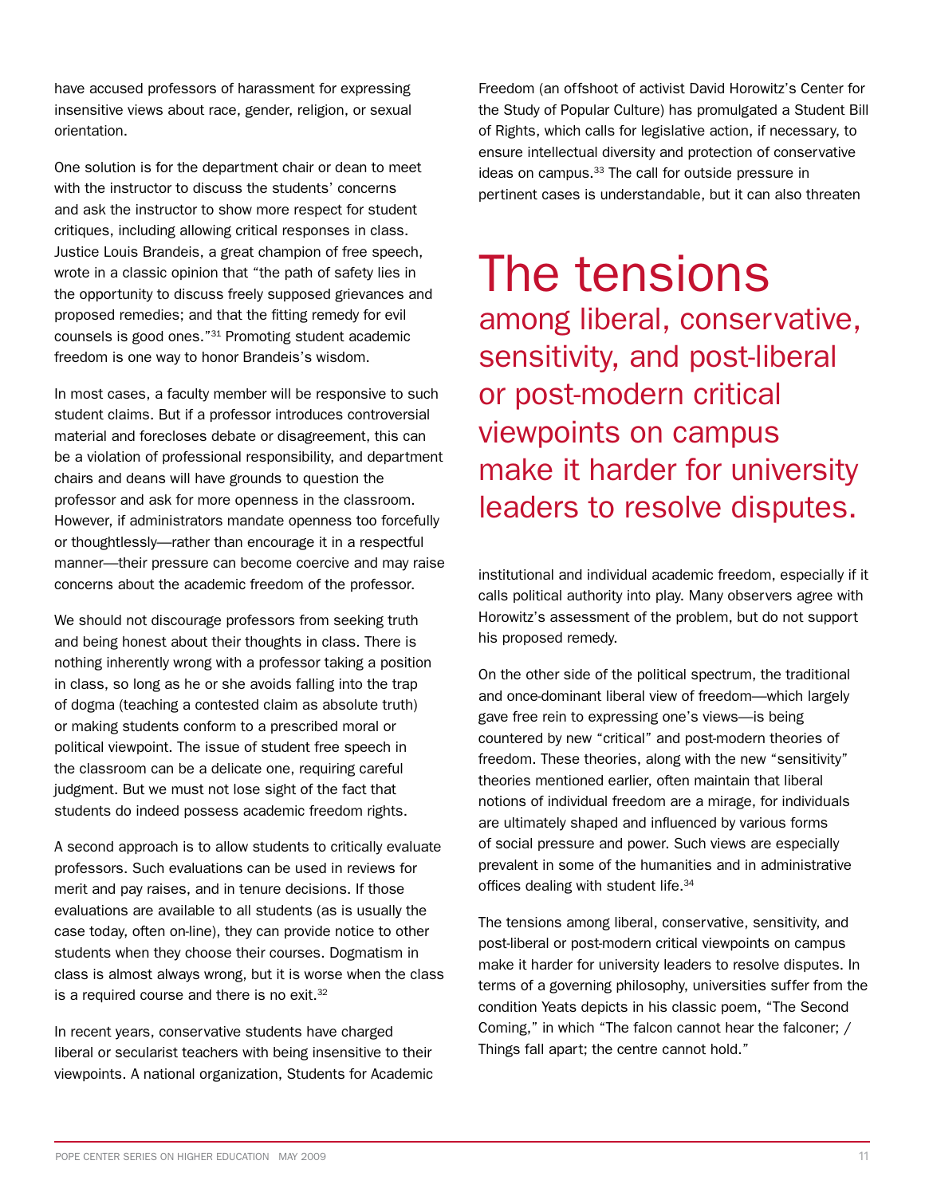have accused professors of harassment for expressing insensitive views about race, gender, religion, or sexual orientation.

One solution is for the department chair or dean to meet with the instructor to discuss the students' concerns and ask the instructor to show more respect for student critiques, including allowing critical responses in class. Justice Louis Brandeis, a great champion of free speech, wrote in a classic opinion that "the path of safety lies in the opportunity to discuss freely supposed grievances and proposed remedies; and that the fitting remedy for evil counsels is good ones."[31] Promoting student academic freedom is one way to honor Brandeis's wisdom.

In most cases, a faculty member will be responsive to such student claims. But if a professor introduces controversial material and forecloses debate or disagreement, this can be a violation of professional responsibility, and department chairs and deans will have grounds to question the professor and ask for more openness in the classroom. However, if administrators mandate openness too forcefully or thoughtlessly—rather than encourage it in a respectful manner—their pressure can become coercive and may raise concerns about the academic freedom of the professor.

We should not discourage professors from seeking truth and being honest about their thoughts in class. There is nothing inherently wrong with a professor taking a position in class, so long as he or she avoids falling into the trap of dogma (teaching a contested claim as absolute truth) or making students conform to a prescribed moral or political viewpoint. The issue of student free speech in the classroom can be a delicate one, requiring careful judgment. But we must not lose sight of the fact that students do indeed possess academic freedom rights.

A second approach is to allow students to critically evaluate professors. Such evaluations can be used in reviews for merit and pay raises, and in tenure decisions. If those evaluations are available to all students (as is usually the case today, often on-line), they can provide notice to other students when they choose their courses. Dogmatism in class is almost always wrong, but it is worse when the class is a required course and there is no exit.[32]

In recent years, conservative students have charged liberal or secularist teachers with being insensitive to their viewpoints. A national organization, Students for Academic Freedom (an offshoot of activist David Horowitz's Center for the Study of Popular Culture) has promulgated a Student Bill of Rights, which calls for legislative action, if necessary, to ensure intellectual diversity and protection of conservative ideas on campus.[33] The call for outside pressure in pertinent cases is understandable, but it can also threaten institutional and individual academic freedom, especially if it calls political authority into play. Many observers agree with Horowitz's assessment of the problem, but do not support his proposed remedy.

> **The tensions** among liberal, conservative, sensitivity, and post-liberal or post-modern critical viewpoints on campus make it harder for university leaders to resolve disputes.

On the other side of the political spectrum, the traditional and once-dominant liberal view of freedom—which largely gave free rein to expressing one's views—is being countered by new "critical" and post-modern theories of freedom. These theories, along with the new "sensitivity" theories mentioned earlier, often maintain that liberal notions of individual freedom are a mirage, for individuals are ultimately shaped and influenced by various forms of social pressure and power. Such views are especially prevalent in some of the humanities and in administrative offices dealing with student life.[34]

The tensions among liberal, conservative, sensitivity, and post-liberal or post-modern critical viewpoints on campus make it harder for university leaders to resolve disputes. In terms of a governing philosophy, universities suffer from the condition Yeats depicts in his classic poem, "The Second Coming," in which "The falcon cannot hear the falconer; / Things fall apart; the centre cannot hold."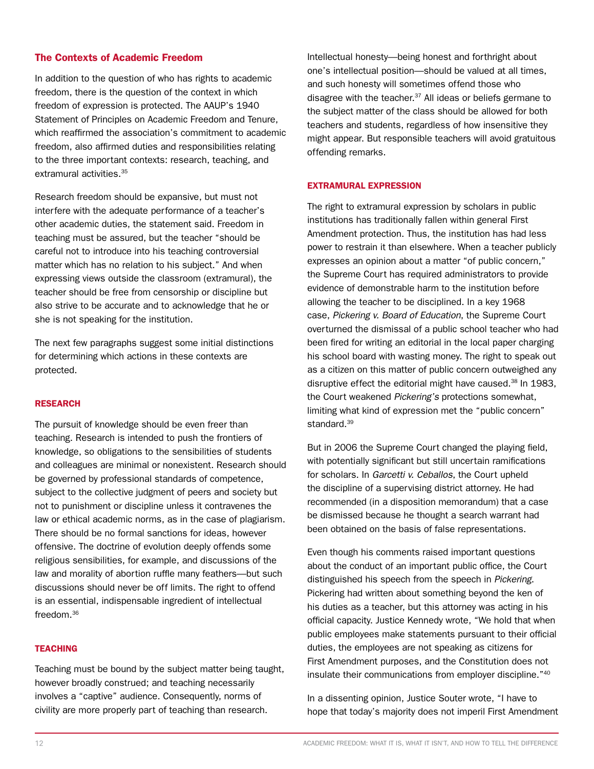## The Contexts of Academic Freedom

In addition to the question of who has rights to academic freedom, there is the question of the context in which freedom of expression is protected. The AAUP's 1940 Statement of Principles on Academic Freedom and Tenure, which reaffirmed the association's commitment to academic freedom, also affirmed duties and responsibilities relating to the three important contexts: research, teaching, and extramural activities.[35]

Research freedom should be expansive, but must not interfere with the adequate performance of a teacher's other academic duties, the statement said. Freedom in teaching must be assured, but the teacher "should be careful not to introduce into his teaching controversial matter which has no relation to his subject." And when expressing views outside the classroom (extramural), the teacher should be free from censorship or discipline but also strive to be accurate and to acknowledge that he or she is not speaking for the institution.

The next few paragraphs suggest some initial distinctions for determining which actions in these contexts are protected.

### RESEARCH

The pursuit of knowledge should be even freer than teaching. Research is intended to push the frontiers of knowledge, so obligations to the sensibilities of students and colleagues are minimal or nonexistent. Research should be governed by professional standards of competence, subject to the collective judgment of peers and society but not to punishment or discipline unless it contravenes the law or ethical academic norms, as in the case of plagiarism. There should be no formal sanctions for ideas, however offensive. The doctrine of evolution deeply offends some religious sensibilities, for example, and discussions of the law and morality of abortion ruffle many feathers—but such discussions should never be off limits. The right to offend is an essential, indispensable ingredient of intellectual freedom.[36]

### TEACHING

Teaching must be bound by the subject matter being taught, however broadly construed; and teaching necessarily involves a "captive" audience. Consequently, norms of civility are more properly part of teaching than research. Intellectual honesty—being honest and forthright about one's intellectual position—should be valued at all times, and such honesty will sometimes offend those who disagree with the teacher.[37] All ideas or beliefs germane to the subject matter of the class should be allowed for both teachers and students, regardless of how insensitive they might appear. But responsible teachers will avoid gratuitous offending remarks.

### EXTRAMURAL EXPRESSION

The right to extramural expression by scholars in public institutions has traditionally fallen within general First Amendment protection. Thus, the institution has had less power to restrain it than elsewhere. When a teacher publicly expresses an opinion about a matter "of public concern," the Supreme Court has required administrators to provide evidence of demonstrable harm to the institution before allowing the teacher to be disciplined. In a key 1968 case, *Pickering v. Board of Education*, the Supreme Court overturned the dismissal of a public school teacher who had been fired for writing an editorial in the local paper charging his school board with wasting money. The right to speak out as a citizen on this matter of public concern outweighed any disruptive effect the editorial might have caused.[38] In 1983, the Court weakened *Pickering's* protections somewhat, limiting what kind of expression met the "public concern" standard.[39]

But in 2006 the Supreme Court changed the playing field, with potentially significant but still uncertain ramifications for scholars. In *Garcetti v. Ceballos*, the Court upheld the discipline of a supervising district attorney. He had recommended (in a disposition memorandum) that a case be dismissed because he thought a search warrant had been obtained on the basis of false representations.

Even though his comments raised important questions about the conduct of an important public office, the Court distinguished his speech from the speech in *Pickering*. Pickering had written about something beyond the ken of his duties as a teacher, but this attorney was acting in his official capacity. Justice Kennedy wrote, "We hold that when public employees make statements pursuant to their official duties, the employees are not speaking as citizens for First Amendment purposes, and the Constitution does not insulate their communications from employer discipline."[40]

In a dissenting opinion, Justice Souter wrote, "I have to hope that today's majority does not imperil First Amendment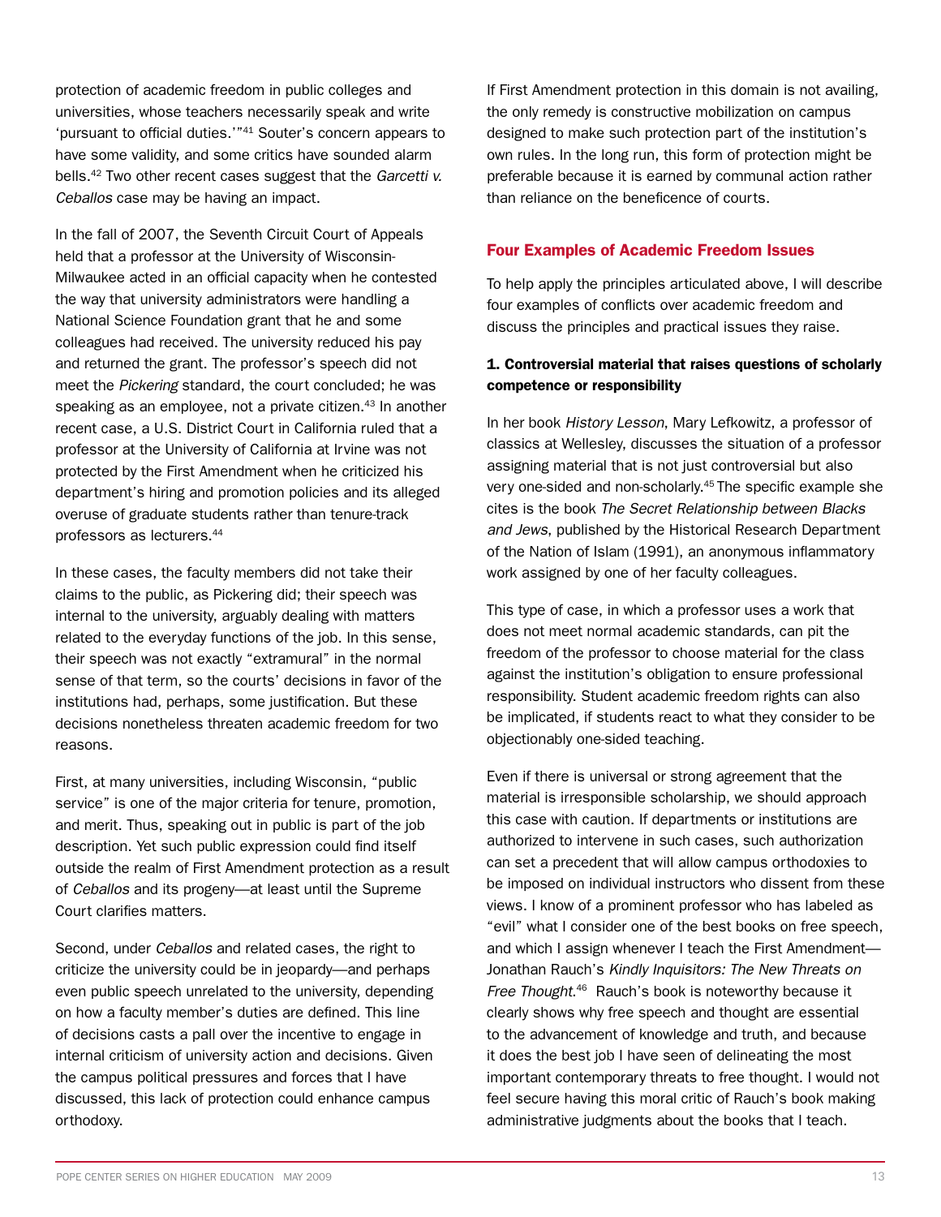protection of academic freedom in public colleges and universities, whose teachers necessarily speak and write 'pursuant to official duties.'"[41] Souter's concern appears to have some validity, and some critics have sounded alarm bells.[42] Two other recent cases suggest that the *Garcetti v. Ceballos* case may be having an impact.

In the fall of 2007, the Seventh Circuit Court of Appeals held that a professor at the University of Wisconsin-Milwaukee acted in an official capacity when he contested the way that university administrators were handling a National Science Foundation grant that he and some colleagues had received. The university reduced his pay and returned the grant. The professor's speech did not meet the *Pickering* standard, the court concluded; he was speaking as an employee, not a private citizen.[43] In another recent case, a U.S. District Court in California ruled that a professor at the University of California at Irvine was not protected by the First Amendment when he criticized his department's hiring and promotion policies and its alleged overuse of graduate students rather than tenure-track professors as lecturers.[44]

In these cases, the faculty members did not take their claims to the public, as Pickering did; their speech was internal to the university, arguably dealing with matters related to the everyday functions of the job. In this sense, their speech was not exactly "extramural" in the normal sense of that term, so the courts' decisions in favor of the institutions had, perhaps, some justification. But these decisions nonetheless threaten academic freedom for two reasons.

First, at many universities, including Wisconsin, "public service" is one of the major criteria for tenure, promotion, and merit. Thus, speaking out in public is part of the job description. Yet such public expression could find itself outside the realm of First Amendment protection as a result of *Ceballos* and its progeny—at least until the Supreme Court clarifies matters.

Second, under *Ceballos* and related cases, the right to criticize the university could be in jeopardy—and perhaps even public speech unrelated to the university, depending on how a faculty member's duties are defined. This line of decisions casts a pall over the incentive to engage in internal criticism of university action and decisions. Given the campus political pressures and forces that I have discussed, this lack of protection could enhance campus orthodoxy.

If First Amendment protection in this domain is not availing, the only remedy is constructive mobilization on campus designed to make such protection part of the institution's own rules. In the long run, this form of protection might be preferable because it is earned by communal action rather than reliance on the beneficence of courts.

## Four Examples of Academic Freedom Issues

To help apply the principles articulated above, I will describe four examples of conflicts over academic freedom and discuss the principles and practical issues they raise.

### 1. Controversial material that raises questions of scholarly competence or responsibility

In her book *History Lesson*, Mary Lefkowitz, a professor of classics at Wellesley, discusses the situation of a professor assigning material that is not just controversial but also very one-sided and non-scholarly.[45] The specific example she cites is the book *The Secret Relationship between Blacks and Jews*, published by the Historical Research Department of the Nation of Islam (1991), an anonymous inflammatory work assigned by one of her faculty colleagues.

This type of case, in which a professor uses a work that does not meet normal academic standards, can pit the freedom of the professor to choose material for the class against the institution's obligation to ensure professional responsibility. Student academic freedom rights can also be implicated, if students react to what they consider to be objectionably one-sided teaching.

Even if there is universal or strong agreement that the material is irresponsible scholarship, we should approach this case with caution. If departments or institutions are authorized to intervene in such cases, such authorization can set a precedent that will allow campus orthodoxies to be imposed on individual instructors who dissent from these views. I know of a prominent professor who has labeled as "evil" what I consider one of the best books on free speech, and which I assign whenever I teach the First Amendment—Jonathan Rauch's *Kindly Inquisitors: The New Threats on Free Thought*.[46] Rauch's book is noteworthy because it clearly shows why free speech and thought are essential to the advancement of knowledge and truth, and because it does the best job I have seen of delineating the most important contemporary threats to free thought. I would not feel secure having this moral critic of Rauch's book making administrative judgments about the books that I teach.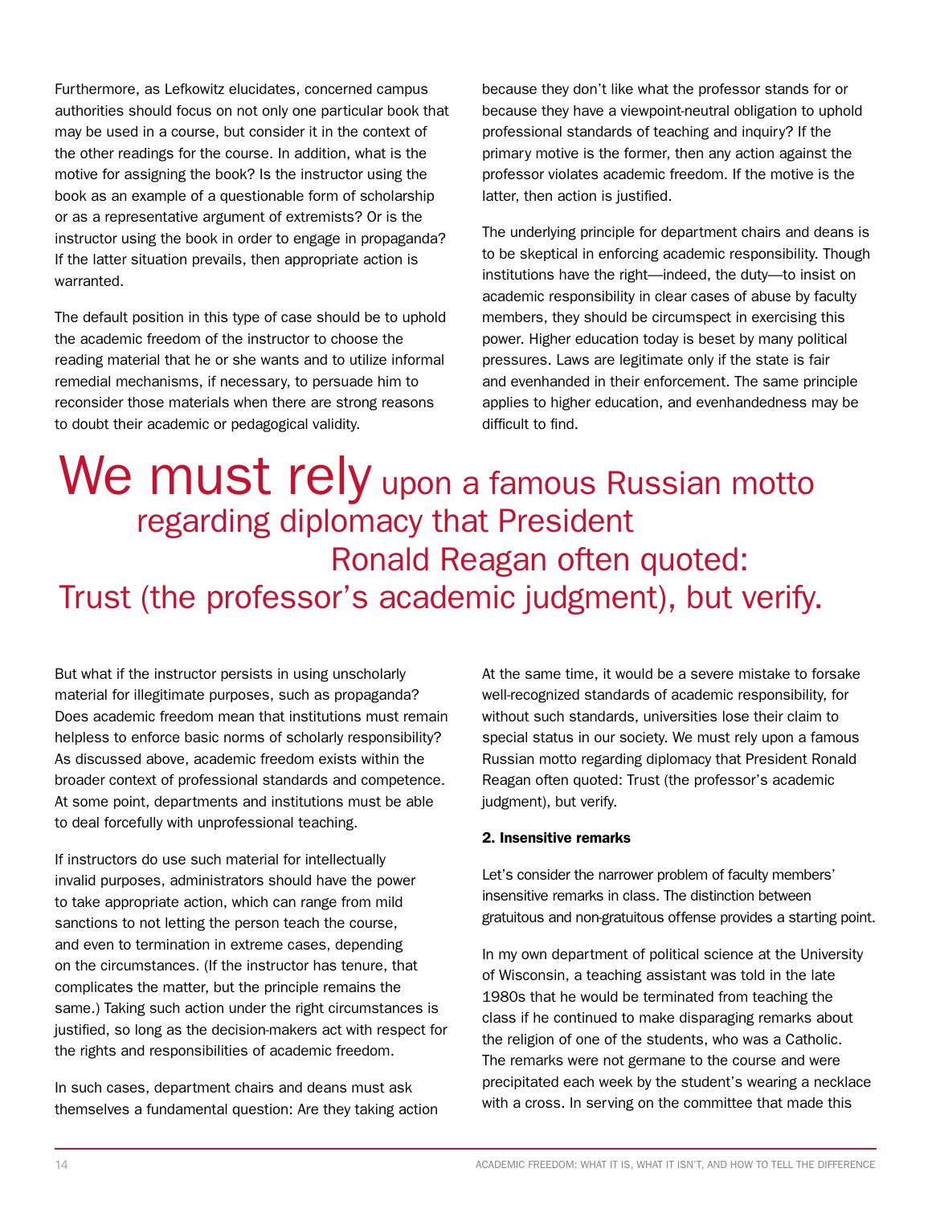Furthermore, as Lefkowitz elucidates, concerned campus authorities should focus on not only one particular book that may be used in a course, but consider it in the context of the other readings for the course. In addition, what is the motive for assigning the book? Is the instructor using the book as an example of a questionable form of scholarship or as a representative argument of extremists? Or is the instructor using the book in order to engage in propaganda? If the latter situation prevails, then appropriate action is warranted.

The default position in this type of case should be to uphold the academic freedom of the instructor to choose the reading material that he or she wants and to utilize informal remedial mechanisms, if necessary, to persuade him to reconsider those materials when there are strong reasons to doubt their academic or pedagogical validity.

But what if the instructor persists in using unscholarly material for illegitimate purposes, such as propaganda? Does academic freedom mean that institutions must remain helpless to enforce basic norms of scholarly responsibility? As discussed above, academic freedom exists within the broader context of professional standards and competence. At some point, departments and institutions must be able to deal forcefully with unprofessional teaching.

If instructors do use such material for intellectually invalid purposes, administrators should have the power to take appropriate action, which can range from mild sanctions to not letting the person teach the course, and even to termination in extreme cases, depending on the circumstances. (If the instructor has tenure, that complicates the matter, but the principle remains the same.) Taking such action under the right circumstances is justified, so long as the decision-makers act with respect for the rights and responsibilities of academic freedom.

In such cases, department chairs and deans must ask themselves a fundamental question: Are they taking action because they don't like what the professor stands for or because they have a viewpoint-neutral obligation to uphold professional standards of teaching and inquiry? If the primary motive is the former, then any action against the professor violates academic freedom. If the motive is the latter, then action is justified.

The underlying principle for department chairs and deans is to be skeptical in enforcing academic responsibility. Though institutions have the right—indeed, the duty—to insist on academic responsibility in clear cases of abuse by faculty members, they should be circumspect in exercising this power. Higher education today is beset by many political pressures. Laws are legitimate only if the state is fair and evenhanded in their enforcement. The same principle applies to higher education, and evenhandedness may be difficult to find.

At the same time, it would be a severe mistake to forsake well-recognized standards of academic responsibility, for without such standards, universities lose their claim to special status in our society. We must rely upon a famous Russian motto regarding diplomacy that President Ronald Reagan often quoted: Trust (the professor's academic judgment), but verify.

**2. Insensitive remarks**

Let's consider the narrower problem of faculty members' insensitive remarks in class. The distinction between gratuitous and non-gratuitous offense provides a starting point.

In my own department of political science at the University of Wisconsin, a teaching assistant was told in the late 1980s that he would be terminated from teaching the class if he continued to make disparaging remarks about the religion of one of the students, who was a Catholic. The remarks were not germane to the course and were precipitated each week by the student's wearing a necklace with a cross. In serving on the committee that made this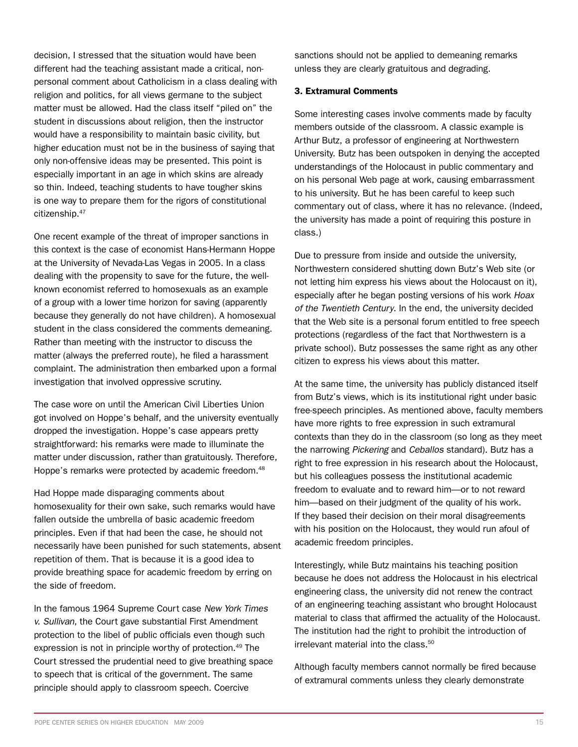decision, I stressed that the situation would have been different had the teaching assistant made a critical, non-personal comment about Catholicism in a class dealing with religion and politics, for all views germane to the subject matter must be allowed. Had the class itself "piled on" the student in discussions about religion, then the instructor would have a responsibility to maintain basic civility, but higher education must not be in the business of saying that only non-offensive ideas may be presented. This point is especially important in an age in which skins are already so thin. Indeed, teaching students to have tougher skins is one way to prepare them for the rigors of constitutional citizenship.[47]

One recent example of the threat of improper sanctions in this context is the case of economist Hans-Hermann Hoppe at the University of Nevada-Las Vegas in 2005. In a class dealing with the propensity to save for the future, the well-known economist referred to homosexuals as an example of a group with a lower time horizon for saving (apparently because they generally do not have children). A homosexual student in the class considered the comments demeaning. Rather than meeting with the instructor to discuss the matter (always the preferred route), he filed a harassment complaint. The administration then embarked upon a formal investigation that involved oppressive scrutiny.

The case wore on until the American Civil Liberties Union got involved on Hoppe's behalf, and the university eventually dropped the investigation. Hoppe's case appears pretty straightforward: his remarks were made to illuminate the matter under discussion, rather than gratuitously. Therefore, Hoppe's remarks were protected by academic freedom.[48]

Had Hoppe made disparaging comments about homosexuality for their own sake, such remarks would have fallen outside the umbrella of basic academic freedom principles. Even if that had been the case, he should not necessarily have been punished for such statements, absent repetition of them. That is because it is a good idea to provide breathing space for academic freedom by erring on the side of freedom.

In the famous 1964 Supreme Court case *New York Times v. Sullivan*, the Court gave substantial First Amendment protection to the libel of public officials even though such expression is not in principle worthy of protection.[49] The Court stressed the prudential need to give breathing space to speech that is critical of the government. The same principle should apply to classroom speech. Coercive sanctions should not be applied to demeaning remarks unless they are clearly gratuitous and degrading.

### 3. Extramural Comments

Some interesting cases involve comments made by faculty members outside of the classroom. A classic example is Arthur Butz, a professor of engineering at Northwestern University. Butz has been outspoken in denying the accepted understandings of the Holocaust in public commentary and on his personal Web page at work, causing embarrassment to his university. But he has been careful to keep such commentary out of class, where it has no relevance. (Indeed, the university has made a point of requiring this posture in class.)

Due to pressure from inside and outside the university, Northwestern considered shutting down Butz's Web site (or not letting him express his views about the Holocaust on it), especially after he began posting versions of his work *Hoax of the Twentieth Century*. In the end, the university decided that the Web site is a personal forum entitled to free speech protections (regardless of the fact that Northwestern is a private school). Butz possesses the same right as any other citizen to express his views about this matter.

At the same time, the university has publicly distanced itself from Butz's views, which is its institutional right under basic free-speech principles. As mentioned above, faculty members have more rights to free expression in such extramural contexts than they do in the classroom (so long as they meet the narrowing *Pickering* and *Ceballos* standard). Butz has a right to free expression in his research about the Holocaust, but his colleagues possess the institutional academic freedom to evaluate and to reward him—or to not reward him—based on their judgment of the quality of his work. If they based their decision on their moral disagreements with his position on the Holocaust, they would run afoul of academic freedom principles.

Interestingly, while Butz maintains his teaching position because he does not address the Holocaust in his electrical engineering class, the university did not renew the contract of an engineering teaching assistant who brought Holocaust material to class that affirmed the actuality of the Holocaust. The institution had the right to prohibit the introduction of irrelevant material into the class.[50]

Although faculty members cannot normally be fired because of extramural comments unless they clearly demonstrate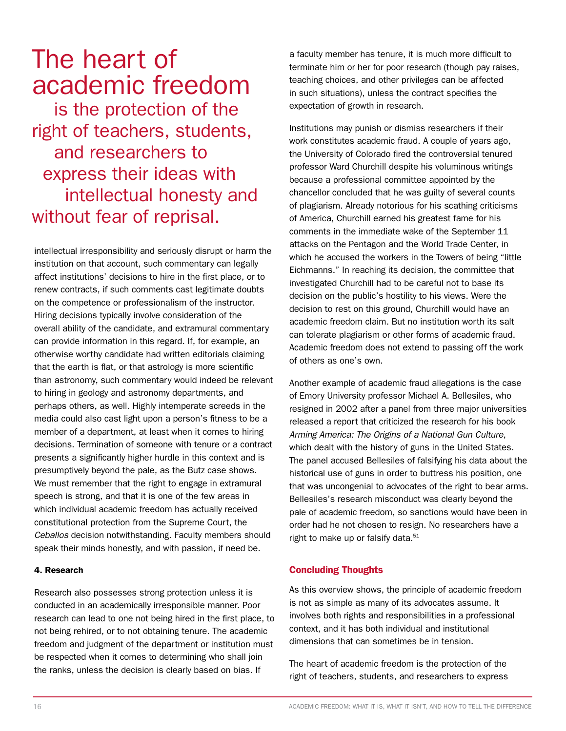> The heart of academic freedom is the protection of the right of teachers, students, and researchers to express their ideas with intellectual honesty and without fear of reprisal.

intellectual irresponsibility and seriously disrupt or harm the institution on that account, such commentary can legally affect institutions' decisions to hire in the first place, or to renew contracts, if such comments cast legitimate doubts on the competence or professionalism of the instructor. Hiring decisions typically involve consideration of the overall ability of the candidate, and extramural commentary can provide information in this regard. If, for example, an otherwise worthy candidate had written editorials claiming that the earth is flat, or that astrology is more scientific than astronomy, such commentary would indeed be relevant to hiring in geology and astronomy departments, and perhaps others, as well. Highly intemperate screeds in the media could also cast light upon a person's fitness to be a member of a department, at least when it comes to hiring decisions. Termination of someone with tenure or a contract presents a significantly higher hurdle in this context and is presumptively beyond the pale, as the Butz case shows. We must remember that the right to engage in extramural speech is strong, and that it is one of the few areas in which individual academic freedom has actually received constitutional protection from the Supreme Court, the *Ceballos* decision notwithstanding. Faculty members should speak their minds honestly, and with passion, if need be.

#### 4. Research

Research also possesses strong protection unless it is conducted in an academically irresponsible manner. Poor research can lead to one not being hired in the first place, to not being rehired, or to not obtaining tenure. The academic freedom and judgment of the department or institution must be respected when it comes to determining who shall join the ranks, unless the decision is clearly based on bias. If a faculty member has tenure, it is much more difficult to terminate him or her for poor research (though pay raises, teaching choices, and other privileges can be affected in such situations), unless the contract specifies the expectation of growth in research.

Institutions may punish or dismiss researchers if their work constitutes academic fraud. A couple of years ago, the University of Colorado fired the controversial tenured professor Ward Churchill despite his voluminous writings because a professional committee appointed by the chancellor concluded that he was guilty of several counts of plagiarism. Already notorious for his scathing criticisms of America, Churchill earned his greatest fame for his comments in the immediate wake of the September 11 attacks on the Pentagon and the World Trade Center, in which he accused the workers in the Towers of being "little Eichmanns." In reaching its decision, the committee that investigated Churchill had to be careful not to base its decision on the public's hostility to his views. Were the decision to rest on this ground, Churchill would have an academic freedom claim. But no institution worth its salt can tolerate plagiarism or other forms of academic fraud. Academic freedom does not extend to passing off the work of others as one's own.

Another example of academic fraud allegations is the case of Emory University professor Michael A. Bellesiles, who resigned in 2002 after a panel from three major universities released a report that criticized the research for his book *Arming America: The Origins of a National Gun Culture*, which dealt with the history of guns in the United States. The panel accused Bellesiles of falsifying his data about the historical use of guns in order to buttress his position, one that was uncongenial to advocates of the right to bear arms. Bellesiles's research misconduct was clearly beyond the pale of academic freedom, so sanctions would have been in order had he not chosen to resign. No researchers have a right to make up or falsify data.[51]

## Concluding Thoughts

As this overview shows, the principle of academic freedom is not as simple as many of its advocates assume. It involves both rights and responsibilities in a professional context, and it has both individual and institutional dimensions that can sometimes be in tension.

The heart of academic freedom is the protection of the right of teachers, students, and researchers to express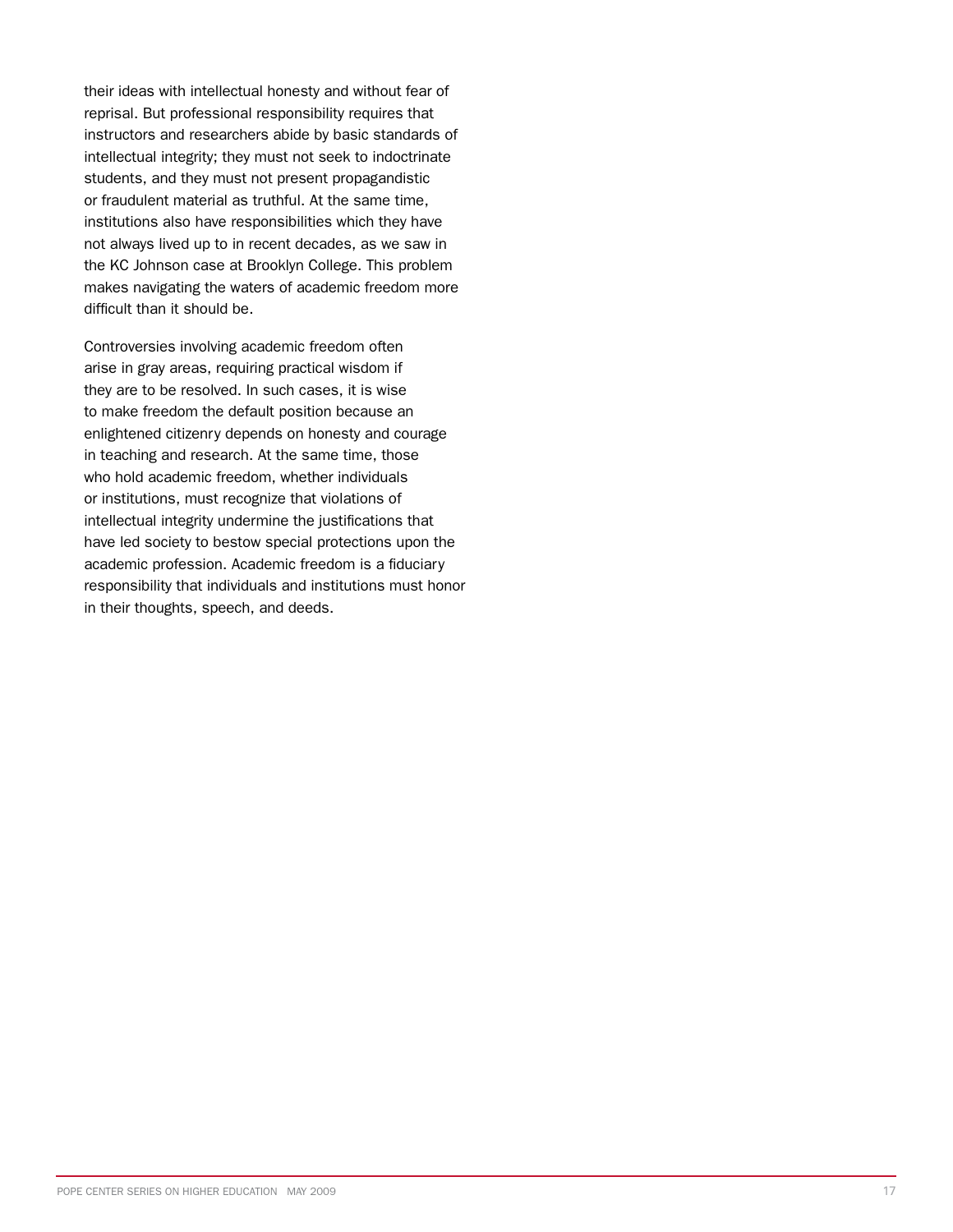their ideas with intellectual honesty and without fear of reprisal. But professional responsibility requires that instructors and researchers abide by basic standards of intellectual integrity; they must not seek to indoctrinate students, and they must not present propagandistic or fraudulent material as truthful. At the same time, institutions also have responsibilities which they have not always lived up to in recent decades, as we saw in the KC Johnson case at Brooklyn College. This problem makes navigating the waters of academic freedom more difficult than it should be.

Controversies involving academic freedom often arise in gray areas, requiring practical wisdom if they are to be resolved. In such cases, it is wise to make freedom the default position because an enlightened citizenry depends on honesty and courage in teaching and research. At the same time, those who hold academic freedom, whether individuals or institutions, must recognize that violations of intellectual integrity undermine the justifications that have led society to bestow special protections upon the academic profession. Academic freedom is a fiduciary responsibility that individuals and institutions must honor in their thoughts, speech, and deeds.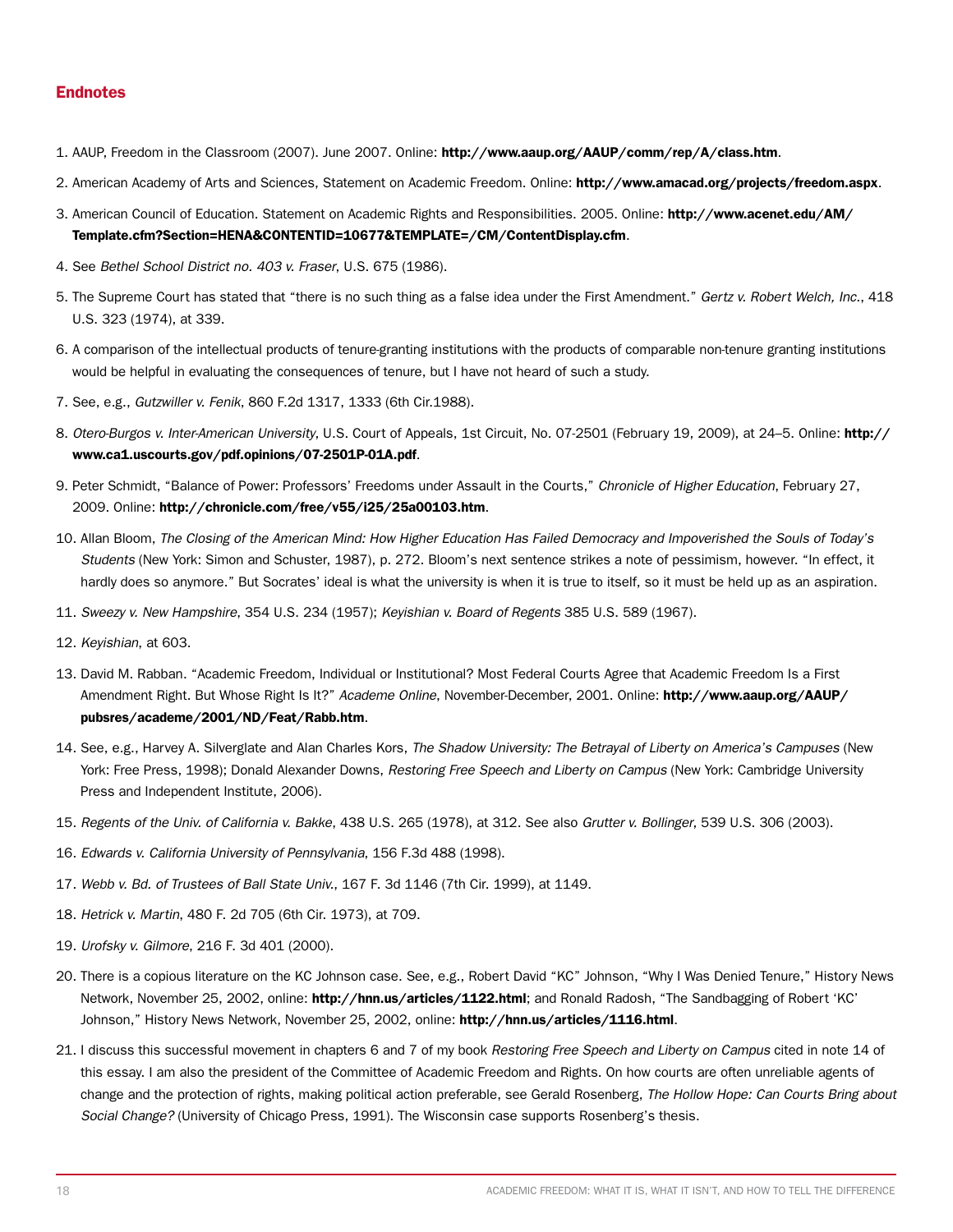## Endnotes

1. AAUP, Freedom in the Classroom (2007). June 2007. Online: **http://www.aaup.org/AAUP/comm/rep/A/class.htm**.
2. American Academy of Arts and Sciences, Statement on Academic Freedom. Online: **http://www.amacad.org/projects/freedom.aspx**.
3. American Council of Education. Statement on Academic Rights and Responsibilities. 2005. Online: **http://www.acenet.edu/AM/Template.cfm?Section=HENA&CONTENTID=10677&TEMPLATE=/CM/ContentDisplay.cfm**.
4. See *Bethel School District no. 403 v. Fraser*, U.S. 675 (1986).
5. The Supreme Court has stated that "there is no such thing as a false idea under the First Amendment." *Gertz v. Robert Welch, Inc.*, 418 U.S. 323 (1974), at 339.
6. A comparison of the intellectual products of tenure-granting institutions with the products of comparable non-tenure granting institutions would be helpful in evaluating the consequences of tenure, but I have not heard of such a study.
7. See, e.g., *Gutzwiller v. Fenik*, 860 F.2d 1317, 1333 (6th Cir.1988).
8. *Otero-Burgos v. Inter-American University*, U.S. Court of Appeals, 1st Circuit, No. 07-2501 (February 19, 2009), at 24–5. Online: **http://www.ca1.uscourts.gov/pdf.opinions/07-2501P-01A.pdf**.
9. Peter Schmidt, "Balance of Power: Professors' Freedoms under Assault in the Courts," *Chronicle of Higher Education*, February 27, 2009. Online: **http://chronicle.com/free/v55/i25/25a00103.htm**.
10. Allan Bloom, *The Closing of the American Mind: How Higher Education Has Failed Democracy and Impoverished the Souls of Today's Students* (New York: Simon and Schuster, 1987), p. 272. Bloom's next sentence strikes a note of pessimism, however. "In effect, it hardly does so anymore." But Socrates' ideal is what the university is when it is true to itself, so it must be held up as an aspiration.
11. *Sweezy v. New Hampshire*, 354 U.S. 234 (1957); *Keyishian v. Board of Regents* 385 U.S. 589 (1967).
12. *Keyishian*, at 603.
13. David M. Rabban. "Academic Freedom, Individual or Institutional? Most Federal Courts Agree that Academic Freedom Is a First Amendment Right. But Whose Right Is It?" *Academe Online*, November-December, 2001. Online: **http://www.aaup.org/AAUP/pubsres/academe/2001/ND/Feat/Rabb.htm**.
14. See, e.g., Harvey A. Silverglate and Alan Charles Kors, *The Shadow University: The Betrayal of Liberty on America's Campuses* (New York: Free Press, 1998); Donald Alexander Downs, *Restoring Free Speech and Liberty on Campus* (New York: Cambridge University Press and Independent Institute, 2006).
15. *Regents of the Univ. of California v. Bakke*, 438 U.S. 265 (1978), at 312. See also *Grutter v. Bollinger*, 539 U.S. 306 (2003).
16. *Edwards v. California University of Pennsylvania*, 156 F.3d 488 (1998).
17. *Webb v. Bd. of Trustees of Ball State Univ.*, 167 F. 3d 1146 (7th Cir. 1999), at 1149.
18. *Hetrick v. Martin*, 480 F. 2d 705 (6th Cir. 1973), at 709.
19. *Urofsky v. Gilmore*, 216 F. 3d 401 (2000).
20. There is a copious literature on the KC Johnson case. See, e.g., Robert David "KC" Johnson, "Why I Was Denied Tenure," History News Network, November 25, 2002, online: **http://hnn.us/articles/1122.html**; and Ronald Radosh, "The Sandbagging of Robert 'KC' Johnson," History News Network, November 25, 2002, online: **http://hnn.us/articles/1116.html**.
21. I discuss this successful movement in chapters 6 and 7 of my book *Restoring Free Speech and Liberty on Campus* cited in note 14 of this essay. I am also the president of the Committee of Academic Freedom and Rights. On how courts are often unreliable agents of change and the protection of rights, making political action preferable, see Gerald Rosenberg, *The Hollow Hope: Can Courts Bring about Social Change?* (University of Chicago Press, 1991). The Wisconsin case supports Rosenberg's thesis.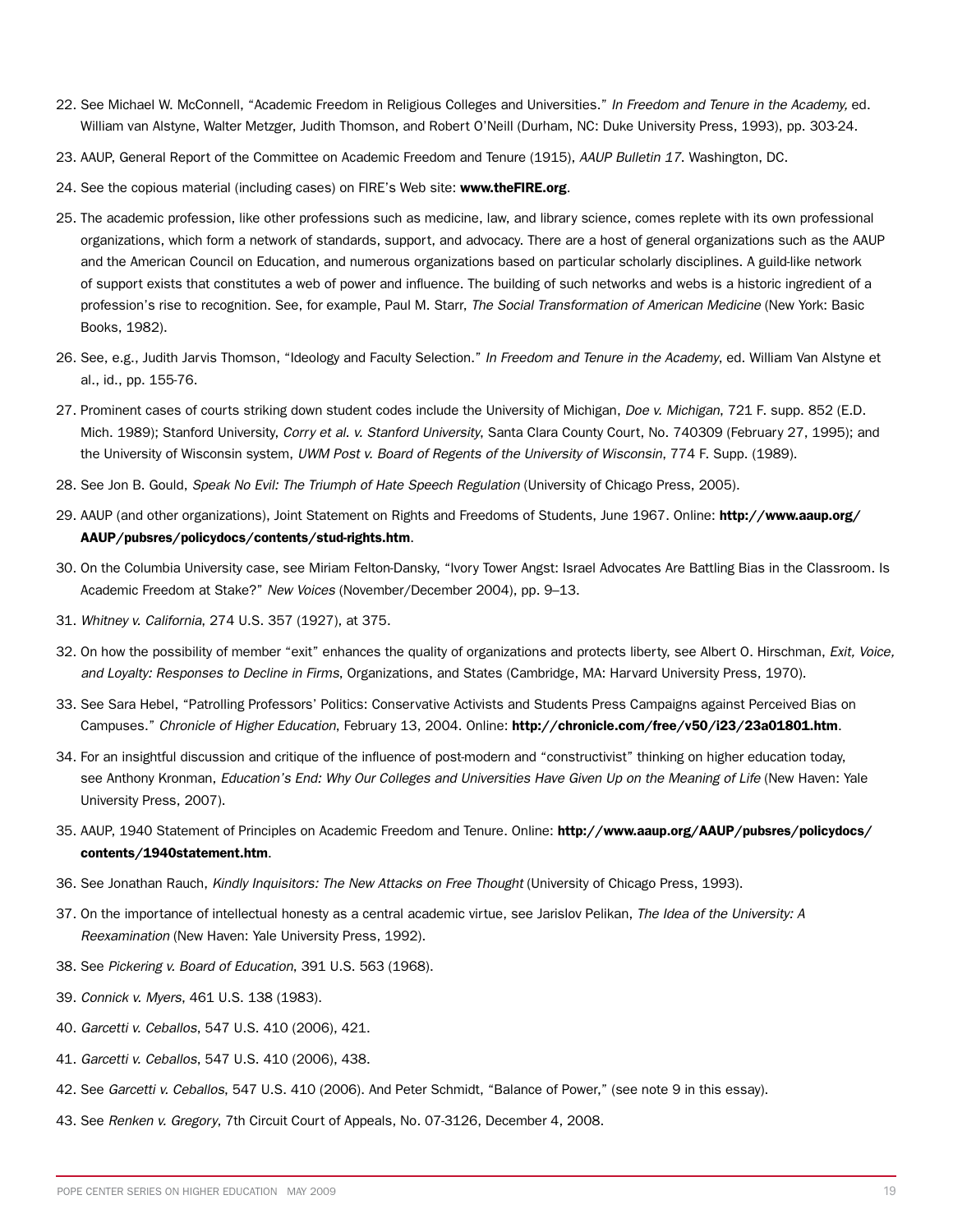22. See Michael W. McConnell, "Academic Freedom in Religious Colleges and Universities." *In Freedom and Tenure in the Academy,* ed. William van Alstyne, Walter Metzger, Judith Thomson, and Robert O'Neill (Durham, NC: Duke University Press, 1993), pp. 303-24.
23. AAUP, General Report of the Committee on Academic Freedom and Tenure (1915), *AAUP Bulletin 17*. Washington, DC.
24. See the copious material (including cases) on FIRE's Web site: **www.theFIRE.org**.
25. The academic profession, like other professions such as medicine, law, and library science, comes replete with its own professional organizations, which form a network of standards, support, and advocacy. There are a host of general organizations such as the AAUP and the American Council on Education, and numerous organizations based on particular scholarly disciplines. A guild-like network of support exists that constitutes a web of power and influence. The building of such networks and webs is a historic ingredient of a profession's rise to recognition. See, for example, Paul M. Starr, *The Social Transformation of American Medicine* (New York: Basic Books, 1982).
26. See, e.g., Judith Jarvis Thomson, "Ideology and Faculty Selection." *In Freedom and Tenure in the Academy*, ed. William Van Alstyne et al., id., pp. 155-76.
27. Prominent cases of courts striking down student codes include the University of Michigan, *Doe v. Michigan*, 721 F. supp. 852 (E.D. Mich. 1989); Stanford University, *Corry et al. v. Stanford University*, Santa Clara County Court, No. 740309 (February 27, 1995); and the University of Wisconsin system, *UWM Post v. Board of Regents of the University of Wisconsin*, 774 F. Supp. (1989).
28. See Jon B. Gould, *Speak No Evil: The Triumph of Hate Speech Regulation* (University of Chicago Press, 2005).
29. AAUP (and other organizations), Joint Statement on Rights and Freedoms of Students, June 1967. Online: **http://www.aaup.org/AAUP/pubsres/policydocs/contents/stud-rights.htm**.
30. On the Columbia University case, see Miriam Felton-Dansky, "Ivory Tower Angst: Israel Advocates Are Battling Bias in the Classroom. Is Academic Freedom at Stake?" *New Voices* (November/December 2004), pp. 9–13.
31. *Whitney v. California*, 274 U.S. 357 (1927), at 375.
32. On how the possibility of member "exit" enhances the quality of organizations and protects liberty, see Albert O. Hirschman, *Exit, Voice, and Loyalty: Responses to Decline in Firms*, Organizations, and States (Cambridge, MA: Harvard University Press, 1970).
33. See Sara Hebel, "Patrolling Professors' Politics: Conservative Activists and Students Press Campaigns against Perceived Bias on Campuses." *Chronicle of Higher Education*, February 13, 2004. Online: **http://chronicle.com/free/v50/i23/23a01801.htm**.
34. For an insightful discussion and critique of the influence of post-modern and "constructivist" thinking on higher education today, see Anthony Kronman, *Education's End: Why Our Colleges and Universities Have Given Up on the Meaning of Life* (New Haven: Yale University Press, 2007).
35. AAUP, 1940 Statement of Principles on Academic Freedom and Tenure. Online: **http://www.aaup.org/AAUP/pubsres/policydocs/contents/1940statement.htm**.
36. See Jonathan Rauch, *Kindly Inquisitors: The New Attacks on Free Thought* (University of Chicago Press, 1993).
37. On the importance of intellectual honesty as a central academic virtue, see Jarislov Pelikan, *The Idea of the University: A Reexamination* (New Haven: Yale University Press, 1992).
38. See *Pickering v. Board of Education*, 391 U.S. 563 (1968).
39. *Connick v. Myers*, 461 U.S. 138 (1983).
40. *Garcetti v. Ceballos*, 547 U.S. 410 (2006), 421.
41. *Garcetti v. Ceballos*, 547 U.S. 410 (2006), 438.
42. See *Garcetti v. Ceballos*, 547 U.S. 410 (2006). And Peter Schmidt, "Balance of Power," (see note 9 in this essay).
43. See *Renken v. Gregory*, 7th Circuit Court of Appeals, No. 07-3126, December 4, 2008.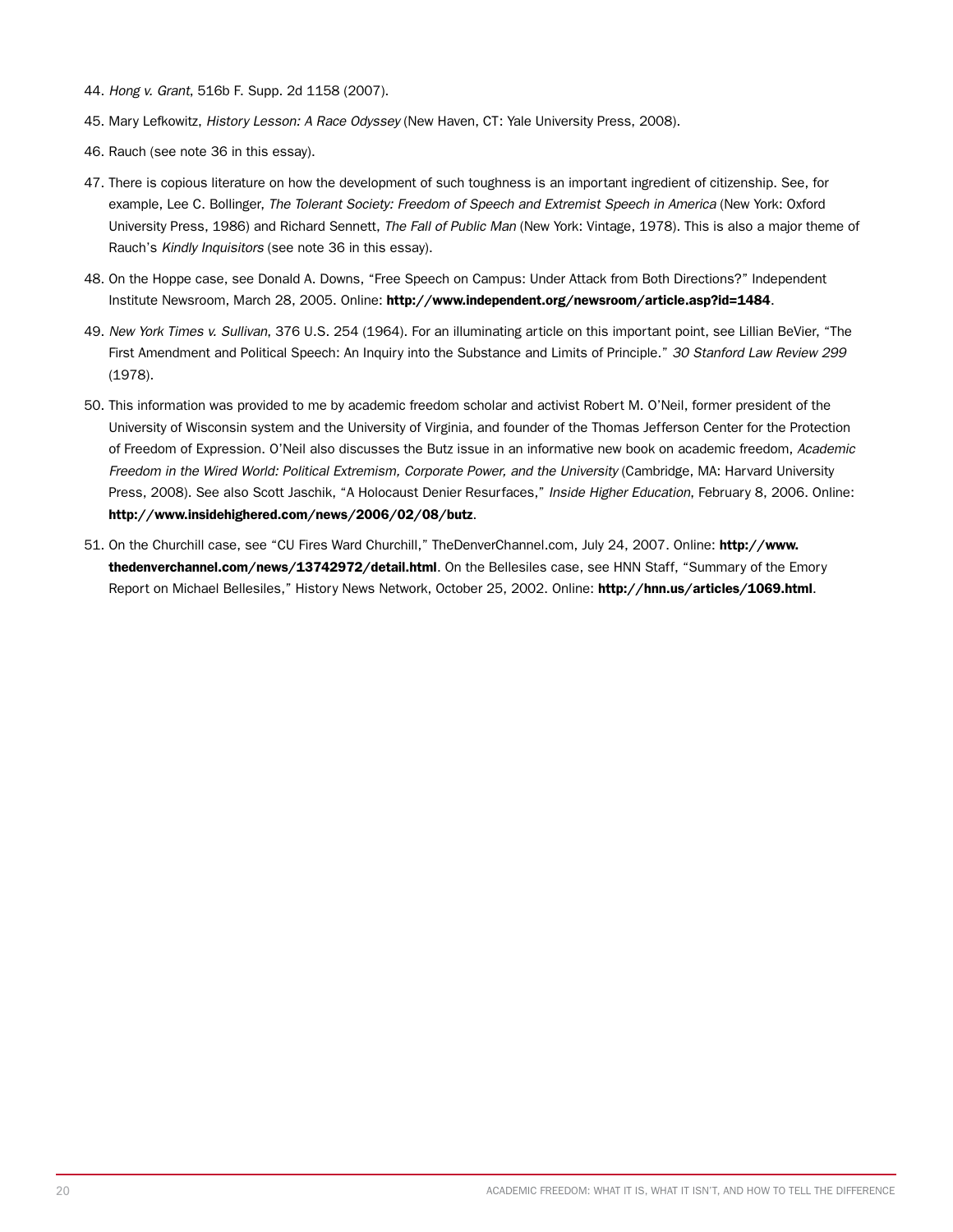44. *Hong v. Grant*, 516b F. Supp. 2d 1158 (2007).

45. Mary Lefkowitz, *History Lesson: A Race Odyssey* (New Haven, CT: Yale University Press, 2008).

46. Rauch (see note 36 in this essay).

47. There is copious literature on how the development of such toughness is an important ingredient of citizenship. See, for example, Lee C. Bollinger, *The Tolerant Society: Freedom of Speech and Extremist Speech in America* (New York: Oxford University Press, 1986) and Richard Sennett, *The Fall of Public Man* (New York: Vintage, 1978). This is also a major theme of Rauch's *Kindly Inquisitors* (see note 36 in this essay).

48. On the Hoppe case, see Donald A. Downs, "Free Speech on Campus: Under Attack from Both Directions?" Independent Institute Newsroom, March 28, 2005. Online: **http://www.independent.org/newsroom/article.asp?id=1484**.

49. *New York Times v. Sullivan*, 376 U.S. 254 (1964). For an illuminating article on this important point, see Lillian BeVier, "The First Amendment and Political Speech: An Inquiry into the Substance and Limits of Principle." *30 Stanford Law Review 299* (1978).

50. This information was provided to me by academic freedom scholar and activist Robert M. O'Neil, former president of the University of Wisconsin system and the University of Virginia, and founder of the Thomas Jefferson Center for the Protection of Freedom of Expression. O'Neil also discusses the Butz issue in an informative new book on academic freedom, *Academic Freedom in the Wired World: Political Extremism, Corporate Power, and the University* (Cambridge, MA: Harvard University Press, 2008). See also Scott Jaschik, "A Holocaust Denier Resurfaces," *Inside Higher Education*, February 8, 2006. Online: **http://www.insidehighered.com/news/2006/02/08/butz**.

51. On the Churchill case, see "CU Fires Ward Churchill," TheDenverChannel.com, July 24, 2007. Online: **http://www.thedenverchannel.com/news/13742972/detail.html**. On the Bellesiles case, see HNN Staff, "Summary of the Emory Report on Michael Bellesiles," History News Network, October 25, 2002. Online: **http://hnn.us/articles/1069.html**.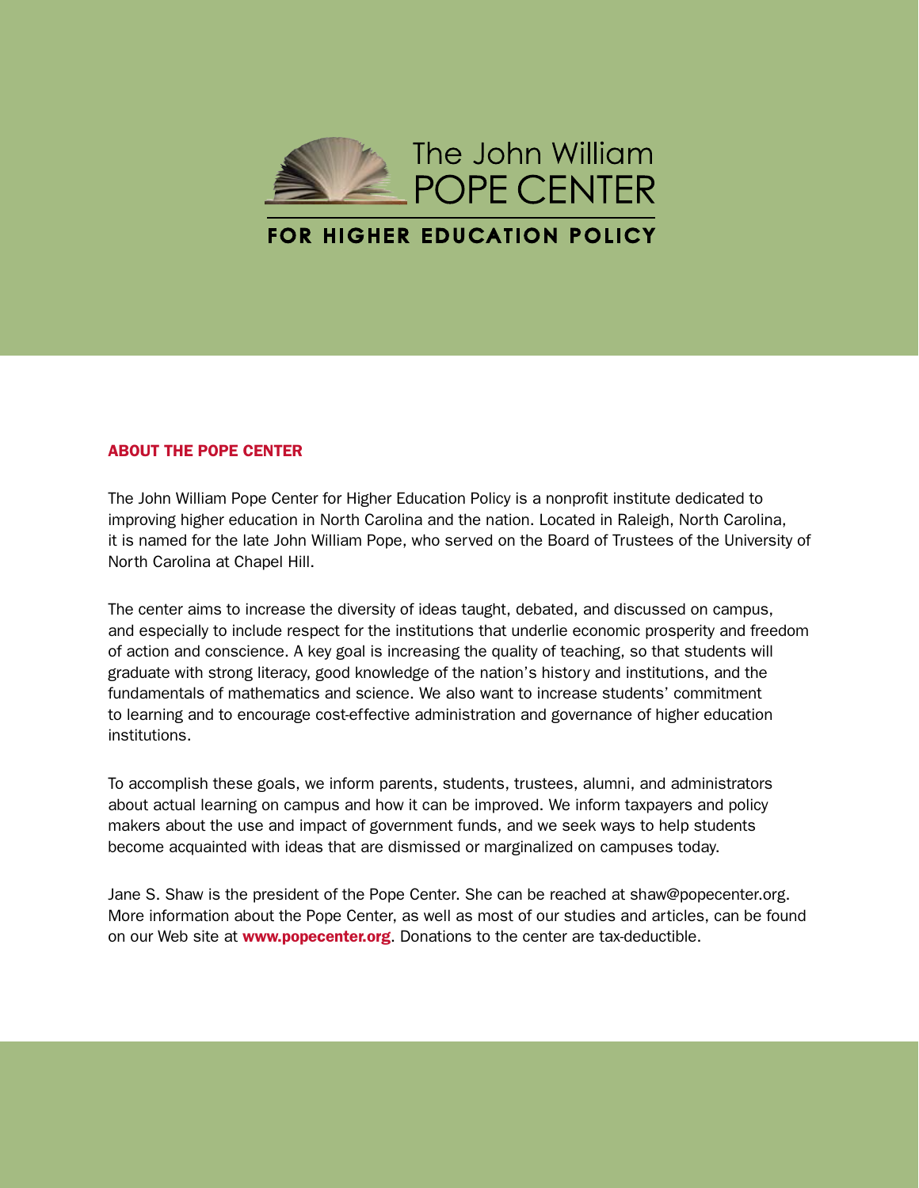The John William
POPE CENTER

FOR HIGHER EDUCATION POLICY

## ABOUT THE POPE CENTER

The John William Pope Center for Higher Education Policy is a nonprofit institute dedicated to improving higher education in North Carolina and the nation. Located in Raleigh, North Carolina, it is named for the late John William Pope, who served on the Board of Trustees of the University of North Carolina at Chapel Hill.

The center aims to increase the diversity of ideas taught, debated, and discussed on campus, and especially to include respect for the institutions that underlie economic prosperity and freedom of action and conscience. A key goal is increasing the quality of teaching, so that students will graduate with strong literacy, good knowledge of the nation's history and institutions, and the fundamentals of mathematics and science. We also want to increase students' commitment to learning and to encourage cost-effective administration and governance of higher education institutions.

To accomplish these goals, we inform parents, students, trustees, alumni, and administrators about actual learning on campus and how it can be improved. We inform taxpayers and policy makers about the use and impact of government funds, and we seek ways to help students become acquainted with ideas that are dismissed or marginalized on campuses today.

Jane S. Shaw is the president of the Pope Center. She can be reached at shaw@popecenter.org. More information about the Pope Center, as well as most of our studies and articles, can be found on our Web site at **www.popecenter.org**. Donations to the center are tax-deductible.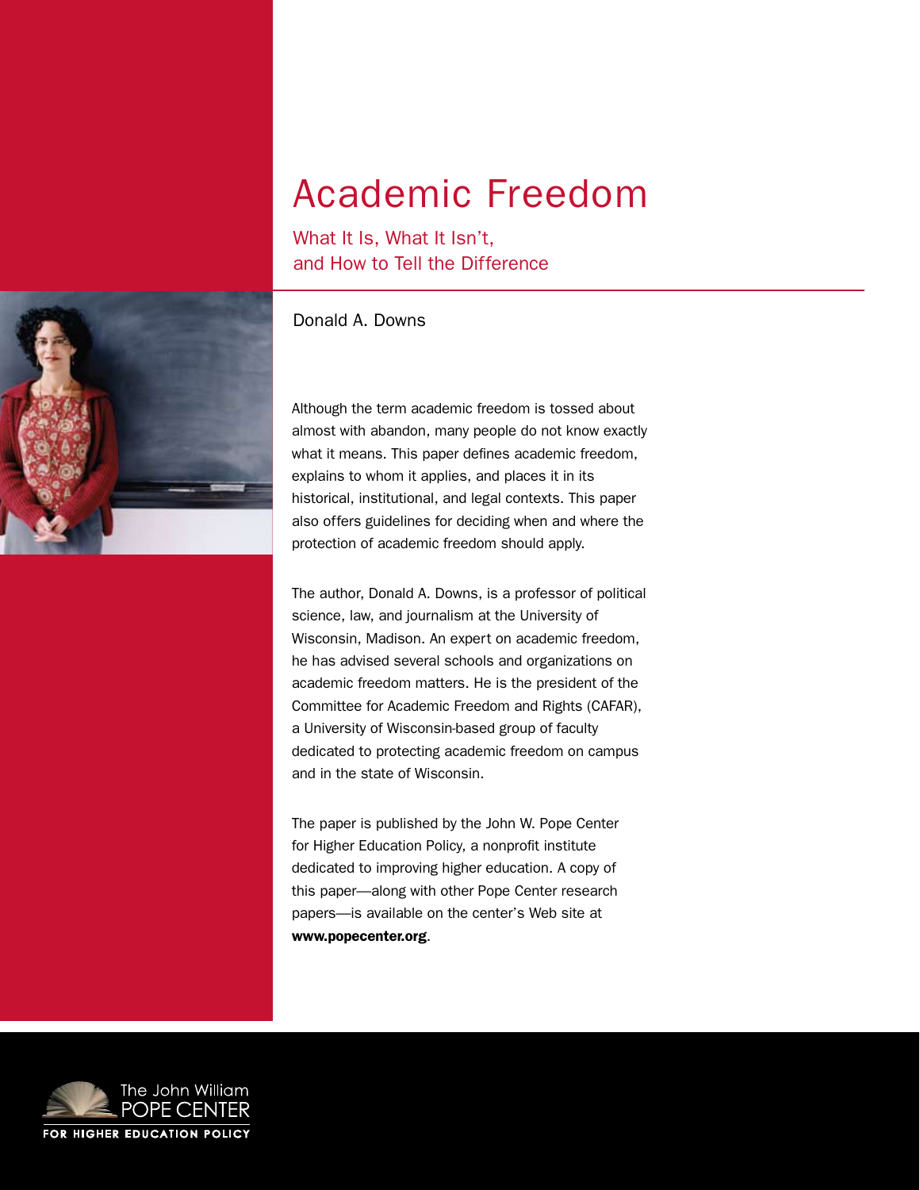# Academic Freedom

## What It Is, What It Isn't, and How to Tell the Difference

Donald A. Downs

Although the term academic freedom is tossed about almost with abandon, many people do not know exactly what it means. This paper defines academic freedom, explains to whom it applies, and places it in its historical, institutional, and legal contexts. This paper also offers guidelines for deciding when and where the protection of academic freedom should apply.

The author, Donald A. Downs, is a professor of political science, law, and journalism at the University of Wisconsin, Madison. An expert on academic freedom, he has advised several schools and organizations on academic freedom matters. He is the president of the Committee for Academic Freedom and Rights (CAFAR), a University of Wisconsin-based group of faculty dedicated to protecting academic freedom on campus and in the state of Wisconsin.

The paper is published by the John W. Pope Center for Higher Education Policy, a nonprofit institute dedicated to improving higher education. A copy of this paper—along with other Pope Center research papers—is available on the center's Web site at **www.popecenter.org**.

The John William POPE CENTER FOR HIGHER EDUCATION POLICY